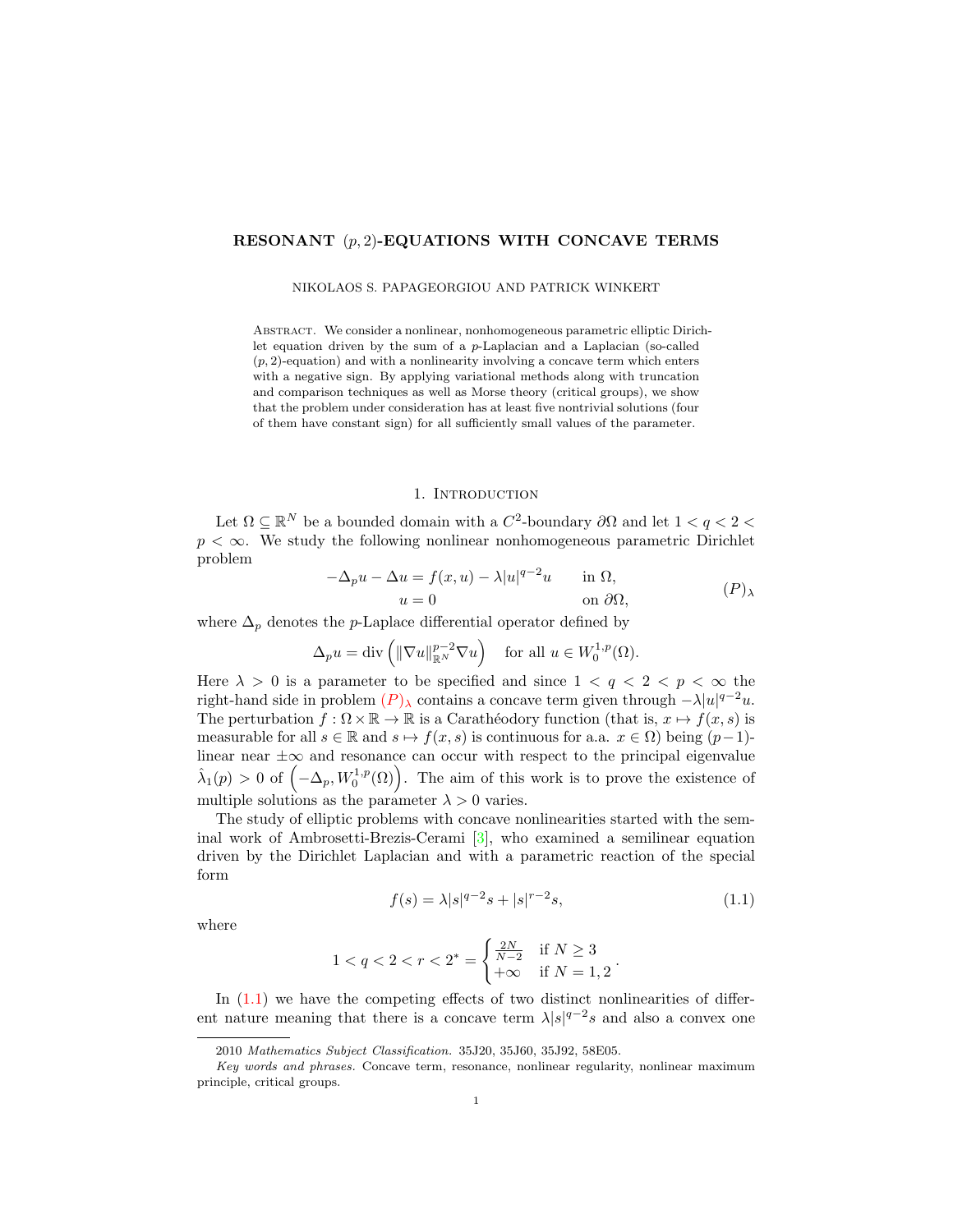# RESONANT $(p, 2)$-EQUATIONS WITH CONCAVE TERMS

NIKOLAOS S. PAPAGEORGIOU AND PATRICK WINKERT

Abstract. We consider a nonlinear, nonhomogeneous parametric elliptic Dirichlet equation driven by the sum of a $p$-Laplacian and a Laplacian (so-called $(p, 2)$-equation) and with a nonlinearity involving a concave term which enters with a negative sign. By applying variational methods along with truncation and comparison techniques as well as Morse theory (critical groups), we show that the problem under consideration has at least five nontrivial solutions (four of them have constant sign) for all sufficiently small values of the parameter.

## 1. Introduction

Let $\Omega \subseteq \mathbb{R}^N$ be a bounded domain with a $C^2$-boundary $\partial\Omega$ and let $1 < q < 2 < p < \infty$. We study the following nonlinear nonhomogeneous parametric Dirichlet problem

$$
\begin{aligned}
-\Delta_p u - \Delta u &= f(x, u) - \lambda |u|^{q-2}u \qquad &&\text{in } \Omega,\\
u &= 0 &&\text{on } \partial\Omega,
\end{aligned}
\tag{$P$}_\lambda
$$

where $\Delta_p$ denotes the $p$-Laplace differential operator defined by

$$
\Delta_p u = \operatorname{div}\left( \|\nabla u\|_{\mathbb{R}^N}^{p-2} \nabla u \right) \quad \text{for all } u \in W_0^{1,p}(\Omega).
$$

Here $\lambda > 0$ is a parameter to be specified and since $1 < q < 2 < p < \infty$ the right-hand side in problem $(P)_\lambda$ contains a concave term given through $-\lambda|u|^{q-2}u$. The perturbation $f : \Omega \times \mathbb{R} \to \mathbb{R}$ is a Carathéodory function (that is, $x \mapsto f(x, s)$ is measurable for all $s \in \mathbb{R}$ and $s \mapsto f(x, s)$ is continuous for a.a. $x \in \Omega$) being $(p-1)$-linear near $\pm\infty$ and resonance can occur with respect to the principal eigenvalue $\hat{\lambda}_1(p) > 0$ of $\left(-\Delta_p, W_0^{1,p}(\Omega)\right)$. The aim of this work is to prove the existence of multiple solutions as the parameter $\lambda > 0$ varies.

The study of elliptic problems with concave nonlinearities started with the seminal work of Ambrosetti-Brezis-Cerami [3], who examined a semilinear equation driven by the Dirichlet Laplacian and with a parametric reaction of the special form

$$
f(s) = \lambda |s|^{q-2}s + |s|^{r-2}s, \tag{1.1}
$$

where

$$
1 < q < 2 < r < 2^* = \begin{cases} \frac{2N}{N-2} & \text{if } N \geq 3 \\ +\infty & \text{if } N = 1, 2 \end{cases}.
$$

In (1.1) we have the competing effects of two distinct nonlinearities of different nature meaning that there is a concave term $\lambda|s|^{q-2}s$ and also a convex one

2010 *Mathematics Subject Classification.* 35J20, 35J60, 35J92, 58E05.

*Key words and phrases.* Concave term, resonance, nonlinear regularity, nonlinear maximum principle, critical groups.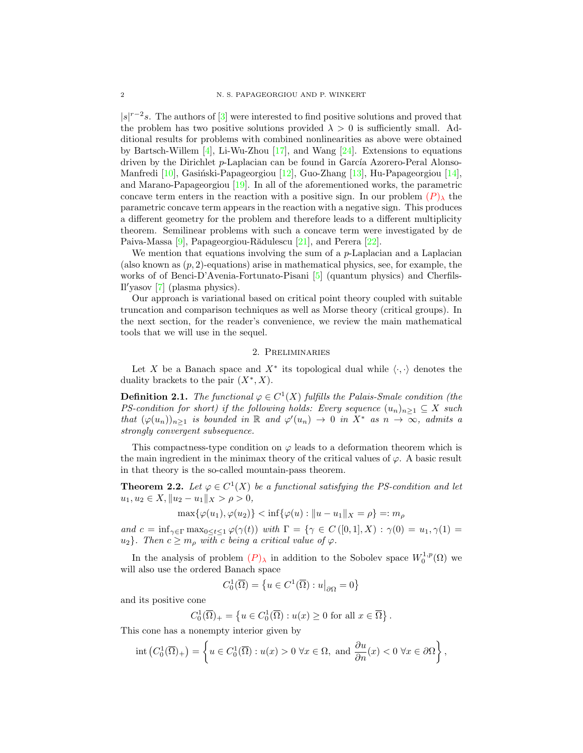$|s|^{r-2}s$. The authors of [3] were interested to find positive solutions and proved that the problem has two positive solutions provided $\lambda > 0$ is sufficiently small. Additional results for problems with combined nonlinearities as above were obtained by Bartsch-Willem [4], Li-Wu-Zhou [17], and Wang [24]. Extensions to equations driven by the Dirichlet $p$-Laplacian can be found in García Azorero-Peral Alonso-Manfredi [10], Gasiński-Papageorgiou [12], Guo-Zhang [13], Hu-Papageorgiou [14], and Marano-Papageorgiou [19]. In all of the aforementioned works, the parametric concave term enters in the reaction with a positive sign. In our problem $(P)_\lambda$ the parametric concave term appears in the reaction with a negative sign. This produces a different geometry for the problem and therefore leads to a different multiplicity theorem. Semilinear problems with such a concave term were investigated by de Paiva-Massa [9], Papageorgiou-Rădulescu [21], and Perera [22].

We mention that equations involving the sum of a $p$-Laplacian and a Laplacian (also known as $(p,2)$-equations) arise in mathematical physics, see, for example, the works of of Benci-D'Avenia-Fortunato-Pisani [5] (quantum physics) and Cherfils-Il′yasov [7] (plasma physics).

Our approach is variational based on critical point theory coupled with suitable truncation and comparison techniques as well as Morse theory (critical groups). In the next section, for the reader's convenience, we review the main mathematical tools that we will use in the sequel.

## 2. Preliminaries

Let $X$ be a Banach space and $X^*$ its topological dual while $\langle \cdot, \cdot \rangle$ denotes the duality brackets to the pair $(X^*, X)$.

**Definition 2.1.** *The functional $\varphi \in C^1(X)$ fulfills the Palais-Smale condition (the PS-condition for short) if the following holds: Every sequence $(u_n)_{n\geq 1} \subseteq X$ such that $(\varphi(u_n))_{n\geq 1}$ is bounded in $\mathbb{R}$ and $\varphi'(u_n) \to 0$ in $X^*$ as $n \to \infty$, admits a strongly convergent subsequence.*

This compactness-type condition on $\varphi$ leads to a deformation theorem which is the main ingredient in the minimax theory of the critical values of $\varphi$. A basic result in that theory is the so-called mountain-pass theorem.

**Theorem 2.2.** *Let $\varphi \in C^1(X)$ be a functional satisfying the PS-condition and let $u_1, u_2 \in X, \|u_2 - u_1\|_X > \rho > 0$,*

$$\max\{\varphi(u_1), \varphi(u_2)\} < \inf\{\varphi(u) : \|u - u_1\|_X = \rho\} =: m_\rho$$

*and $c = \inf_{\gamma\in\Gamma} \max_{0\leq t\leq 1} \varphi(\gamma(t))$ with $\Gamma = \{\gamma \in C([0,1], X) : \gamma(0) = u_1, \gamma(1) = u_2\}$. Then $c \geq m_\rho$ with $c$ being a critical value of $\varphi$.*

In the analysis of problem $(P)_\lambda$ in addition to the Sobolev space $W_0^{1,p}(\Omega)$ we will also use the ordered Banach space

$$C_0^1(\overline{\Omega}) = \left\{ u \in C^1(\overline{\Omega}) : u\big|_{\partial\Omega} = 0 \right\}$$

and its positive cone

$$C_0^1(\overline{\Omega})_+ = \left\{ u \in C_0^1(\overline{\Omega}) : u(x) \geq 0 \text{ for all } x \in \overline{\Omega} \right\}.$$

This cone has a nonempty interior given by

$$\operatorname{int}\left(C_0^1(\overline{\Omega})_+\right) = \left\{ u \in C_0^1(\overline{\Omega}) : u(x) > 0 \ \forall x \in \Omega, \text{ and } \frac{\partial u}{\partial n}(x) < 0 \ \forall x \in \partial\Omega \right\},$$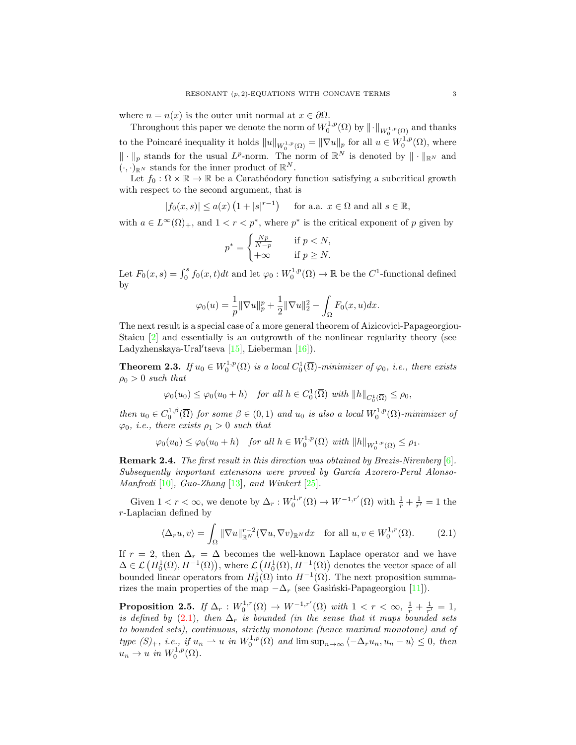where $n = n(x)$ is the outer unit normal at $x \in \partial\Omega$.

Throughout this paper we denote the norm of $W_0^{1,p}(\Omega)$ by $\|\cdot\|_{W_0^{1,p}(\Omega)}$ and thanks to the Poincaré inequality it holds $\|u\|_{W_0^{1,p}(\Omega)} = \|\nabla u\|_p$ for all $u \in W_0^{1,p}(\Omega)$, where $\|\cdot\|_p$ stands for the usual $L^p$-norm. The norm of $\mathbb{R}^N$ is denoted by $\|\cdot\|_{\mathbb{R}^N}$ and $(\cdot,\cdot)_{\mathbb{R}^N}$ stands for the inner product of $\mathbb{R}^N$.

Let $f_0 : \Omega \times \mathbb{R} \to \mathbb{R}$ be a Carathéodory function satisfying a subcritical growth with respect to the second argument, that is

$$|f_0(x,s)| \le a(x)\left(1 + |s|^{r-1}\right) \qquad \text{for a.a. } x \in \Omega \text{ and all } s \in \mathbb{R},$$

with $a \in L^\infty(\Omega)_+$, and $1 < r < p^*$, where $p^*$ is the critical exponent of $p$ given by

$$p^* = \begin{cases} \frac{Np}{N-p} & \text{if } p < N, \\ +\infty & \text{if } p \ge N. \end{cases}$$

Let $F_0(x,s) = \int_0^s f_0(x,t)dt$ and let $\varphi_0 : W_0^{1,p}(\Omega) \to \mathbb{R}$ be the $C^1$-functional defined by

$$\varphi_0(u) = \frac{1}{p}\|\nabla u\|_p^p + \frac{1}{2}\|\nabla u\|_2^2 - \int_\Omega F_0(x,u)dx.$$

The next result is a special case of a more general theorem of Aizicovici-Papageorgiou-Staicu [2] and essentially is an outgrowth of the nonlinear regularity theory (see Ladyzhenskaya-Ural'tseva [15], Lieberman [16]).

**Theorem 2.3.** *If $u_0 \in W_0^{1,p}(\Omega)$ is a local $C_0^1(\overline{\Omega})$-minimizer of $\varphi_0$, i.e., there exists $\rho_0 > 0$ such that*

$$\varphi_0(u_0) \le \varphi_0(u_0 + h) \quad \text{for all } h \in C_0^1(\overline{\Omega}) \text{ with } \|h\|_{C_0^1(\overline{\Omega})} \le \rho_0,$$

*then $u_0 \in C_0^{1,\beta}(\overline{\Omega})$ for some $\beta \in (0,1)$ and $u_0$ is also a local $W_0^{1,p}(\Omega)$-minimizer of $\varphi_0$, i.e., there exists $\rho_1 > 0$ such that*

$$\varphi_0(u_0) \le \varphi_0(u_0 + h) \quad \text{for all } h \in W_0^{1,p}(\Omega) \text{ with } \|h\|_{W_0^{1,p}(\Omega)} \le \rho_1.$$

**Remark 2.4.** *The first result in this direction was obtained by Brezis-Nirenberg [6]. Subsequently important extensions were proved by García Azorero-Peral Alonso-Manfredi [10], Guo-Zhang [13], and Winkert [25].*

Given $1 < r < \infty$, we denote by $\Delta_r : W_0^{1,r}(\Omega) \to W^{-1,r'}(\Omega)$ with $\frac{1}{r} + \frac{1}{r'} = 1$ the $r$-Laplacian defined by

$$\langle \Delta_r u, v\rangle = \int_\Omega \|\nabla u\|_{\mathbb{R}^N}^{r-2}(\nabla u, \nabla v)_{\mathbb{R}^N}dx \quad \text{for all } u, v \in W_0^{1,r}(\Omega). \tag{2.1}$$

If $r = 2$, then $\Delta_r = \Delta$ becomes the well-known Laplace operator and we have $\Delta \in \mathcal{L}\left(H_0^1(\Omega), H^{-1}(\Omega)\right)$, where $\mathcal{L}\left(H_0^1(\Omega), H^{-1}(\Omega)\right)$ denotes the vector space of all bounded linear operators from $H_0^1(\Omega)$ into $H^{-1}(\Omega)$. The next proposition summarizes the main properties of the map $-\Delta_r$ (see Gasiński-Papageorgiou [11]).

**Proposition 2.5.** *If $\Delta_r : W_0^{1,r}(\Omega) \to W^{-1,r'}(\Omega)$ with $1 < r < \infty$, $\frac{1}{r} + \frac{1}{r'} = 1$, is defined by (2.1), then $\Delta_r$ is bounded (in the sense that it maps bounded sets to bounded sets), continuous, strictly monotone (hence maximal monotone) and of type $(S)_+$, i.e., if $u_n \rightharpoonup u$ in $W_0^{1,p}(\Omega)$ and $\limsup_{n\to\infty} \langle -\Delta_r u_n, u_n - u\rangle \le 0$, then $u_n \to u$ in $W_0^{1,p}(\Omega)$.*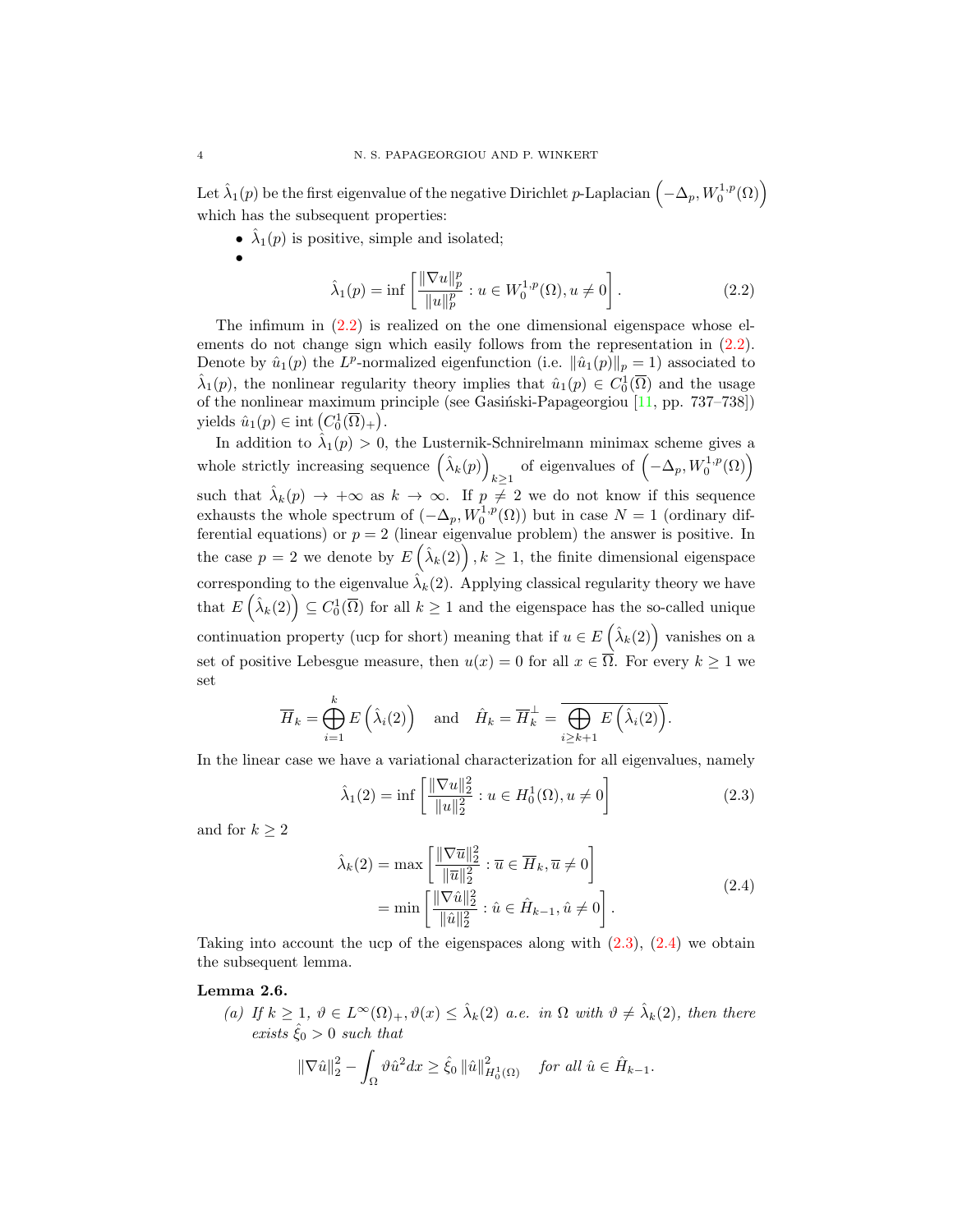Let $\hat{\lambda}_1(p)$ be the first eigenvalue of the negative Dirichlet $p$-Laplacian $\left(-\Delta_p, W_0^{1,p}(\Omega)\right)$ which has the subsequent properties:

- $\hat{\lambda}_1(p)$ is positive, simple and isolated;
- $$\hat{\lambda}_1(p) = \inf\left[\frac{\|\nabla u\|_p^p}{\|u\|_p^p} : u \in W_0^{1,p}(\Omega), u \neq 0\right]. \tag{2.2}$$

The infimum in (2.2) is realized on the one dimensional eigenspace whose elements do not change sign which easily follows from the representation in (2.2). Denote by $\hat{u}_1(p)$ the $L^p$-normalized eigenfunction (i.e. $\|\hat{u}_1(p)\|_p = 1$) associated to $\hat{\lambda}_1(p)$, the nonlinear regularity theory implies that $\hat{u}_1(p) \in C_0^1(\overline{\Omega})$ and the usage of the nonlinear maximum principle (see Gasiński-Papageorgiou [11, pp. 737–738]) yields $\hat{u}_1(p) \in \operatorname{int}\left(C_0^1(\overline{\Omega})_+\right)$.

In addition to $\hat{\lambda}_1(p) > 0$, the Lusternik-Schnirelmann minimax scheme gives a whole strictly increasing sequence $\left(\hat{\lambda}_k(p)\right)_{k\geq 1}$ of eigenvalues of $\left(-\Delta_p, W_0^{1,p}(\Omega)\right)$ such that $\hat{\lambda}_k(p) \to +\infty$ as $k \to \infty$. If $p \neq 2$ we do not know if this sequence exhausts the whole spectrum of $(-\Delta_p, W_0^{1,p}(\Omega))$ but in case $N = 1$ (ordinary differential equations) or $p = 2$ (linear eigenvalue problem) the answer is positive. In the case $p = 2$ we denote by $E\left(\hat{\lambda}_k(2)\right), k \geq 1$, the finite dimensional eigenspace corresponding to the eigenvalue $\hat{\lambda}_k(2)$. Applying classical regularity theory we have that $E\left(\hat{\lambda}_k(2)\right) \subseteq C_0^1(\overline{\Omega})$ for all $k \geq 1$ and the eigenspace has the so-called unique continuation property (ucp for short) meaning that if $u \in E\left(\hat{\lambda}_k(2)\right)$ vanishes on a set of positive Lebesgue measure, then $u(x) = 0$ for all $x \in \overline{\Omega}$. For every $k \geq 1$ we set

$$\overline{H}_k = \bigoplus_{i=1}^{k} E\left(\hat{\lambda}_i(2)\right) \quad \text{and} \quad \hat{H}_k = \overline{H}_k^{\perp} = \overline{\bigoplus_{i\geq k+1} E\left(\hat{\lambda}_i(2)\right)}.$$

In the linear case we have a variational characterization for all eigenvalues, namely

$$\hat{\lambda}_1(2) = \inf\left[\frac{\|\nabla u\|_2^2}{\|u\|_2^2} : u \in H_0^1(\Omega), u \neq 0\right] \tag{2.3}$$

and for $k \geq 2$

$$\begin{aligned}\hat{\lambda}_k(2) &= \max\left[\frac{\|\nabla \overline{u}\|_2^2}{\|\overline{u}\|_2^2} : \overline{u} \in \overline{H}_k, \overline{u} \neq 0\right] \\ &= \min\left[\frac{\|\nabla \hat{u}\|_2^2}{\|\hat{u}\|_2^2} : \hat{u} \in \hat{H}_{k-1}, \hat{u} \neq 0\right].\end{aligned} \tag{2.4}$$

Taking into account the ucp of the eigenspaces along with (2.3), (2.4) we obtain the subsequent lemma.

**Lemma 2.6.**

(a) *If $k \geq 1$, $\vartheta \in L^\infty(\Omega)_+$, $\vartheta(x) \leq \hat{\lambda}_k(2)$ a.e. in $\Omega$ with $\vartheta \neq \hat{\lambda}_k(2)$, then there exists $\hat{\xi}_0 > 0$ such that*

$$\|\nabla \hat{u}\|_2^2 - \int_\Omega \vartheta \hat{u}^2 dx \geq \hat{\xi}_0 \|\hat{u}\|_{H_0^1(\Omega)}^2 \quad \textit{for all } \hat{u} \in \hat{H}_{k-1}.$$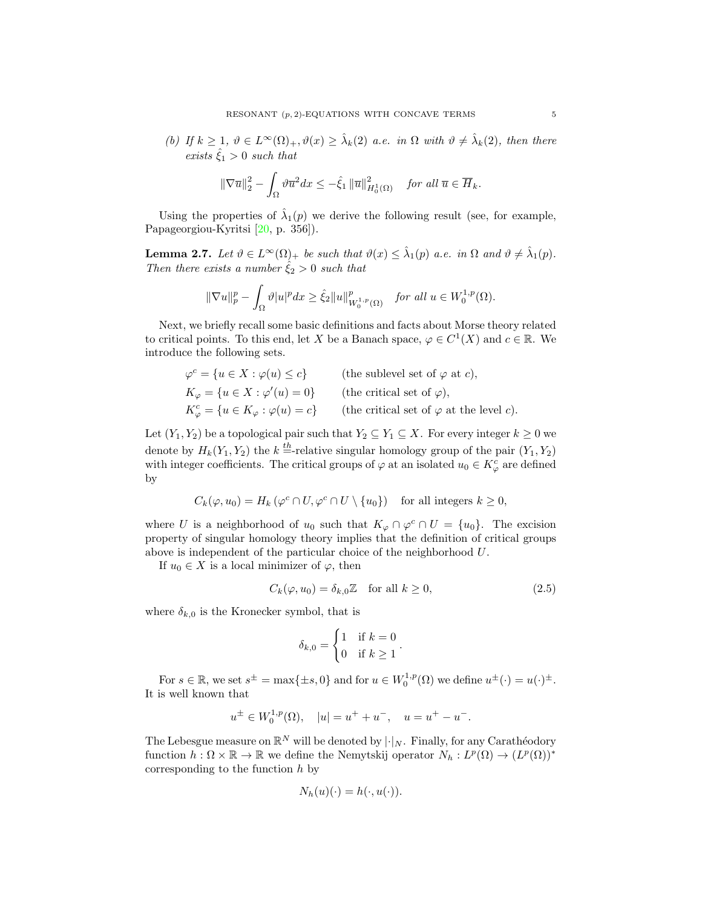*(b) If $k \geq 1$, $\vartheta \in L^\infty(\Omega)_+, \vartheta(x) \geq \hat{\lambda}_k(2)$ a.e. in $\Omega$ with $\vartheta \neq \hat{\lambda}_k(2)$, then there exists $\hat{\xi}_1 > 0$ such that*

$$\|\nabla \overline{u}\|_2^2 - \int_\Omega \vartheta \overline{u}^2 dx \leq -\hat{\xi}_1 \|\overline{u}\|_{H_0^1(\Omega)}^2 \quad \text{for all } \overline{u} \in \overline{H}_k.$$

Using the properties of $\hat{\lambda}_1(p)$ we derive the following result (see, for example, Papageorgiou-Kyritsi [20, p. 356]).

**Lemma 2.7.** *Let $\vartheta \in L^\infty(\Omega)_+$ be such that $\vartheta(x) \leq \hat{\lambda}_1(p)$ a.e. in $\Omega$ and $\vartheta \neq \hat{\lambda}_1(p)$. Then there exists a number $\hat{\xi}_2 > 0$ such that*

$$\|\nabla u\|_p^p - \int_\Omega \vartheta |u|^p dx \geq \hat{\xi}_2 \|u\|_{W_0^{1,p}(\Omega)}^p \quad \text{for all } u \in W_0^{1,p}(\Omega).$$

Next, we briefly recall some basic definitions and facts about Morse theory related to critical points. To this end, let $X$ be a Banach space, $\varphi \in C^1(X)$ and $c \in \mathbb{R}$. We introduce the following sets.

$$\begin{aligned}
\varphi^c &= \{u \in X : \varphi(u) \leq c\} && \text{(the sublevel set of } \varphi \text{ at } c),\\
K_\varphi &= \{u \in X : \varphi'(u) = 0\} && \text{(the critical set of } \varphi),\\
K_\varphi^c &= \{u \in K_\varphi : \varphi(u) = c\} && \text{(the critical set of } \varphi \text{ at the level } c).
\end{aligned}$$

Let $(Y_1, Y_2)$ be a topological pair such that $Y_2 \subseteq Y_1 \subseteq X$. For every integer $k \geq 0$ we denote by $H_k(Y_1, Y_2)$ the $k^{\underline{th}}$-relative singular homology group of the pair $(Y_1, Y_2)$ with integer coefficients. The critical groups of $\varphi$ at an isolated $u_0 \in K_\varphi^c$ are defined by

$$C_k(\varphi, u_0) = H_k\left(\varphi^c \cap U, \varphi^c \cap U \setminus \{u_0\}\right) \quad \text{for all integers } k \geq 0,$$

where $U$ is a neighborhood of $u_0$ such that $K_\varphi \cap \varphi^c \cap U = \{u_0\}$. The excision property of singular homology theory implies that the definition of critical groups above is independent of the particular choice of the neighborhood $U$.

If $u_0 \in X$ is a local minimizer of $\varphi$, then

$$C_k(\varphi, u_0) = \delta_{k,0}\mathbb{Z} \quad \text{for all } k \geq 0, \tag{2.5}$$

where $\delta_{k,0}$ is the Kronecker symbol, that is

$$\delta_{k,0} = \begin{cases} 1 & \text{if } k = 0 \\ 0 & \text{if } k \geq 1 \end{cases}.$$

For $s \in \mathbb{R}$, we set $s^\pm = \max\{\pm s, 0\}$ and for $u \in W_0^{1,p}(\Omega)$ we define $u^\pm(\cdot) = u(\cdot)^\pm$. It is well known that

$$u^\pm \in W_0^{1,p}(\Omega), \quad |u| = u^+ + u^-, \quad u = u^+ - u^-.$$

The Lebesgue measure on $\mathbb{R}^N$ will be denoted by $|\cdot|_N$. Finally, for any Carathéodory function $h : \Omega \times \mathbb{R} \to \mathbb{R}$ we define the Nemytskij operator $N_h : L^p(\Omega) \to (L^p(\Omega))^*$ corresponding to the function $h$ by

$$N_h(u)(\cdot) = h(\cdot, u(\cdot)).$$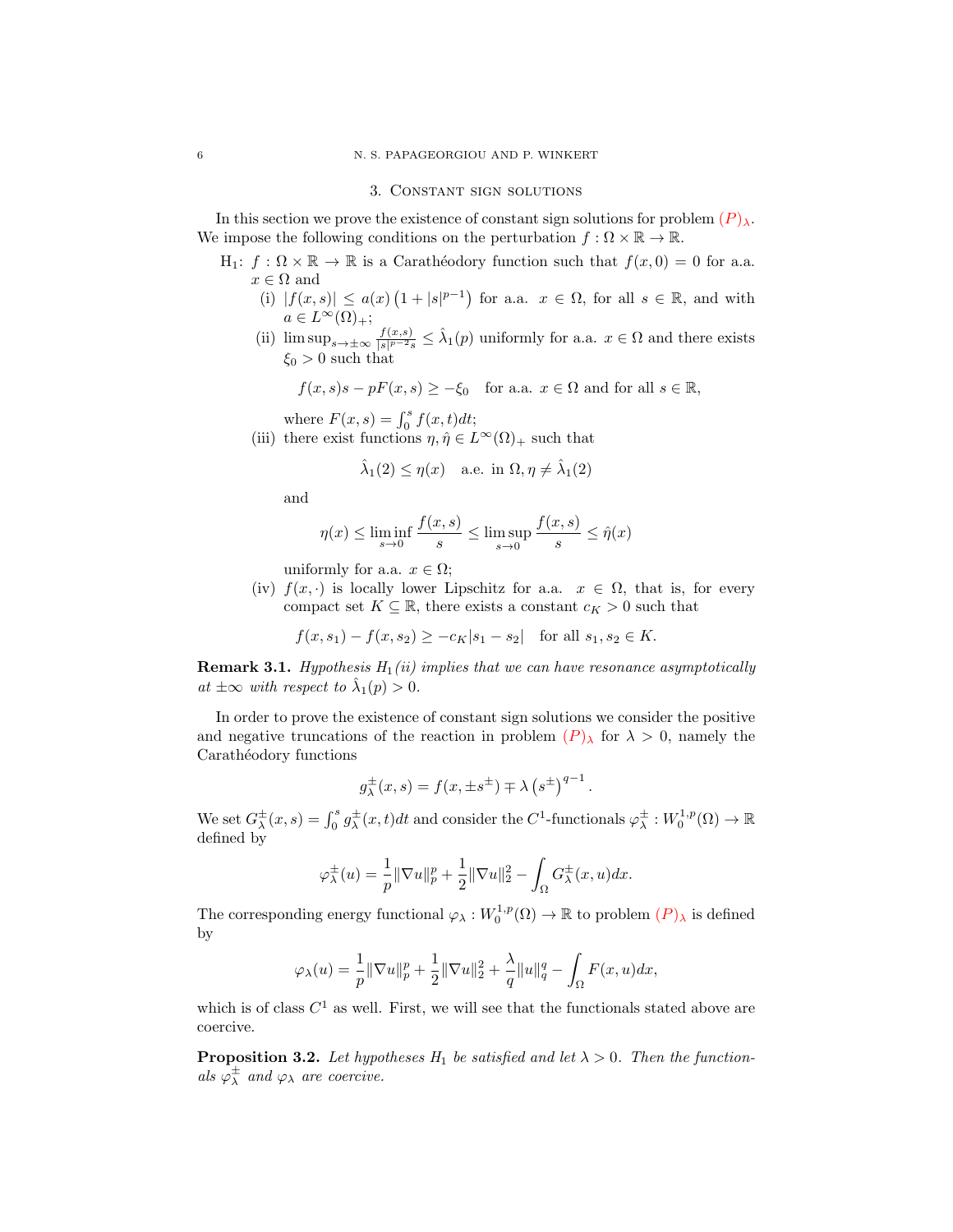## 3. Constant sign solutions

In this section we prove the existence of constant sign solutions for problem $(P)_\lambda$. We impose the following conditions on the perturbation $f : \Omega \times \mathbb{R} \to \mathbb{R}$.

H$_1$: $f : \Omega \times \mathbb{R} \to \mathbb{R}$ is a Carathéodory function such that $f(x, 0) = 0$ for a.a. $x \in \Omega$ and

- (i) $|f(x,s)| \leq a(x)\left(1 + |s|^{p-1}\right)$ for a.a. $x \in \Omega$, for all $s \in \mathbb{R}$, and with $a \in L^\infty(\Omega)_+$;
- (ii) $\limsup_{s\to\pm\infty} \frac{f(x,s)}{|s|^{p-2}s} \leq \hat{\lambda}_1(p)$ uniformly for a.a. $x \in \Omega$ and there exists $\xi_0 > 0$ such that

$$f(x,s)s - pF(x,s) \geq -\xi_0 \quad \text{for a.a. } x \in \Omega \text{ and for all } s \in \mathbb{R},$$

  where $F(x,s) = \int_0^s f(x,t)dt$;
- (iii) there exist functions $\eta, \hat{\eta} \in L^\infty(\Omega)_+$ such that

$$\hat{\lambda}_1(2) \leq \eta(x) \quad \text{a.e. in } \Omega, \eta \neq \hat{\lambda}_1(2)$$

  and

$$\eta(x) \leq \liminf_{s\to 0} \frac{f(x,s)}{s} \leq \limsup_{s\to 0} \frac{f(x,s)}{s} \leq \hat{\eta}(x)$$

  uniformly for a.a. $x \in \Omega$;
- (iv) $f(x,\cdot)$ is locally lower Lipschitz for a.a. $x \in \Omega$, that is, for every compact set $K \subseteq \mathbb{R}$, there exists a constant $c_K > 0$ such that

$$f(x,s_1) - f(x,s_2) \geq -c_K|s_1 - s_2| \quad \text{for all } s_1, s_2 \in K.$$

**Remark 3.1.** *Hypothesis $H_1$(ii) implies that we can have resonance asymptotically at $\pm\infty$ with respect to $\hat{\lambda}_1(p) > 0$.*

In order to prove the existence of constant sign solutions we consider the positive and negative truncations of the reaction in problem $(P)_\lambda$ for $\lambda > 0$, namely the Carathéodory functions

$$g_\lambda^\pm(x,s) = f(x, \pm s^\pm) \mp \lambda \left(s^\pm\right)^{q-1}.$$

We set $G_\lambda^\pm(x,s) = \int_0^s g_\lambda^\pm(x,t)dt$ and consider the $C^1$-functionals $\varphi_\lambda^\pm : W_0^{1,p}(\Omega) \to \mathbb{R}$ defined by

$$\varphi_\lambda^\pm(u) = \frac{1}{p}\|\nabla u\|_p^p + \frac{1}{2}\|\nabla u\|_2^2 - \int_\Omega G_\lambda^\pm(x,u)dx.$$

The corresponding energy functional $\varphi_\lambda : W_0^{1,p}(\Omega) \to \mathbb{R}$ to problem $(P)_\lambda$ is defined by

$$\varphi_\lambda(u) = \frac{1}{p}\|\nabla u\|_p^p + \frac{1}{2}\|\nabla u\|_2^2 + \frac{\lambda}{q}\|u\|_q^q - \int_\Omega F(x,u)dx,$$

which is of class $C^1$ as well. First, we will see that the functionals stated above are coercive.

**Proposition 3.2.** *Let hypotheses $H_1$ be satisfied and let $\lambda > 0$. Then the functionals $\varphi_\lambda^\pm$ and $\varphi_\lambda$ are coercive.*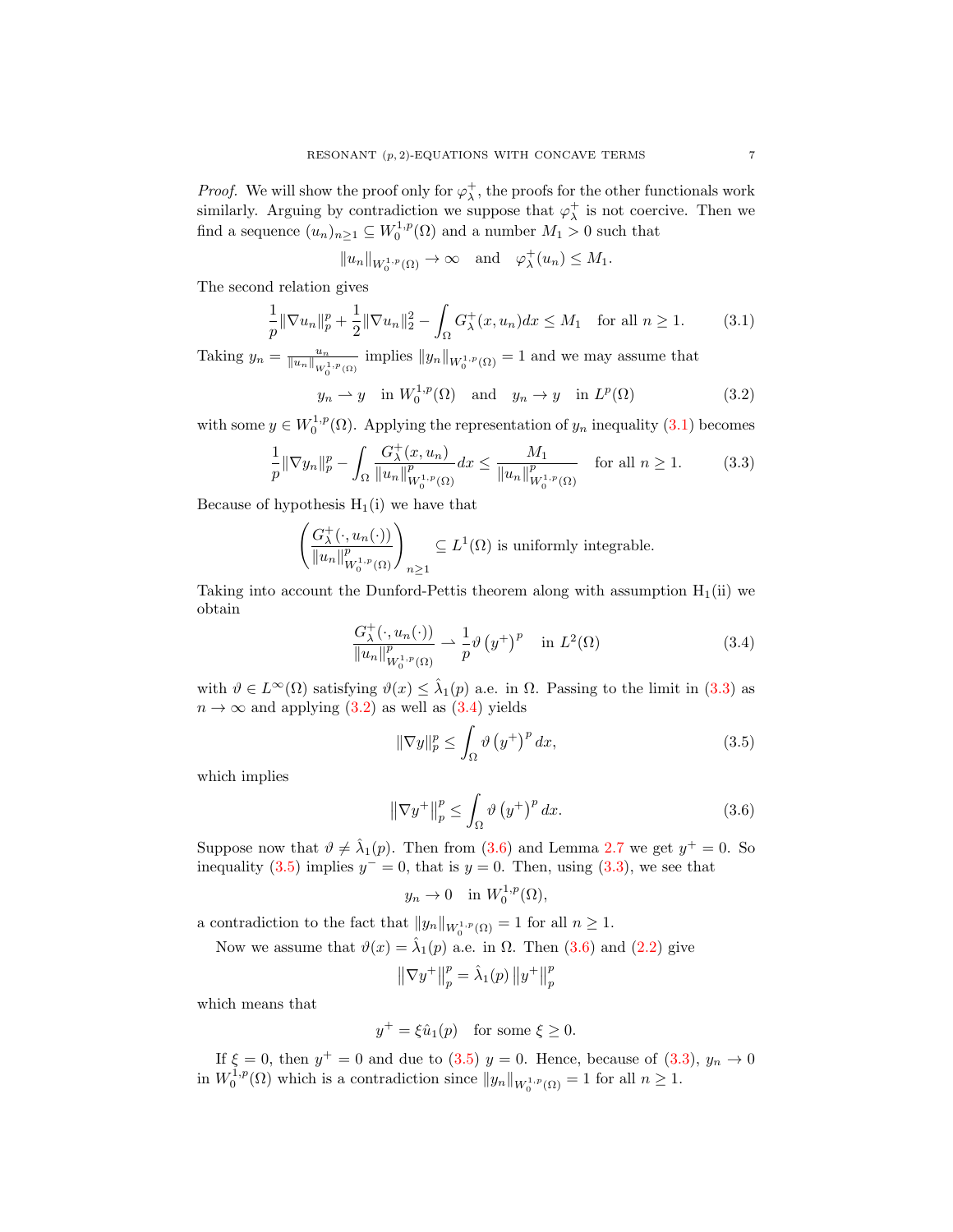*Proof.* We will show the proof only for $\varphi_\lambda^+$, the proofs for the other functionals work similarly. Arguing by contradiction we suppose that $\varphi_\lambda^+$ is not coercive. Then we find a sequence $(u_n)_{n\geq 1} \subseteq W_0^{1,p}(\Omega)$ and a number $M_1 > 0$ such that

$$\|u_n\|_{W_0^{1,p}(\Omega)} \to \infty \quad \text{and} \quad \varphi_\lambda^+(u_n) \leq M_1.$$

The second relation gives

$$\frac{1}{p}\|\nabla u_n\|_p^p + \frac{1}{2}\|\nabla u_n\|_2^2 - \int_\Omega G_\lambda^+(x,u_n)dx \leq M_1 \quad \text{for all } n \geq 1. \tag{3.1}$$

Taking $y_n = \frac{u_n}{\|u_n\|_{W_0^{1,p}(\Omega)}}$ implies $\|y_n\|_{W_0^{1,p}(\Omega)} = 1$ and we may assume that

$$y_n \rightharpoonup y \quad \text{in } W_0^{1,p}(\Omega) \quad \text{and} \quad y_n \to y \quad \text{in } L^p(\Omega) \tag{3.2}$$

with some $y \in W_0^{1,p}(\Omega)$. Applying the representation of $y_n$ inequality (3.1) becomes

$$\frac{1}{p}\|\nabla y_n\|_p^p - \int_\Omega \frac{G_\lambda^+(x,u_n)}{\|u_n\|^p_{W_0^{1,p}(\Omega)}}dx \leq \frac{M_1}{\|u_n\|^p_{W_0^{1,p}(\Omega)}} \quad \text{for all } n \geq 1. \tag{3.3}$$

Because of hypothesis $\mathrm{H}_1$(i) we have that

$$\left(\frac{G_\lambda^+(\cdot,u_n(\cdot))}{\|u_n\|^p_{W_0^{1,p}(\Omega)}}\right)_{n\geq 1} \subseteq L^1(\Omega) \text{ is uniformly integrable.}$$

Taking into account the Dunford-Pettis theorem along with assumption $\mathrm{H}_1$(ii) we obtain

$$\frac{G_\lambda^+(\cdot,u_n(\cdot))}{\|u_n\|^p_{W_0^{1,p}(\Omega)}} \rightharpoonup \frac{1}{p}\vartheta\left(y^+\right)^p \quad \text{in } L^2(\Omega) \tag{3.4}$$

with $\vartheta \in L^\infty(\Omega)$ satisfying $\vartheta(x) \leq \hat{\lambda}_1(p)$ a.e. in $\Omega$. Passing to the limit in (3.3) as $n \to \infty$ and applying (3.2) as well as (3.4) yields

$$\|\nabla y\|_p^p \leq \int_\Omega \vartheta\left(y^+\right)^p dx, \tag{3.5}$$

which implies

$$\left\|\nabla y^+\right\|_p^p \leq \int_\Omega \vartheta\left(y^+\right)^p dx. \tag{3.6}$$

Suppose now that $\vartheta \neq \hat{\lambda}_1(p)$. Then from (3.6) and Lemma 2.7 we get $y^+ = 0$. So inequality (3.5) implies $y^- = 0$, that is $y = 0$. Then, using (3.3), we see that

$$y_n \to 0 \quad \text{in } W_0^{1,p}(\Omega),$$

a contradiction to the fact that $\|y_n\|_{W_0^{1,p}(\Omega)} = 1$ for all $n \geq 1$.

Now we assume that $\vartheta(x) = \hat{\lambda}_1(p)$ a.e. in $\Omega$. Then (3.6) and (2.2) give

$$\left\|\nabla y^+\right\|_p^p = \hat{\lambda}_1(p)\left\|y^+\right\|_p^p$$

which means that

$$y^+ = \xi\hat{u}_1(p) \quad \text{for some } \xi \geq 0.$$

If $\xi = 0$, then $y^+ = 0$ and due to (3.5) $y = 0$. Hence, because of (3.3), $y_n \to 0$ in $W_0^{1,p}(\Omega)$ which is a contradiction since $\|y_n\|_{W_0^{1,p}(\Omega)} = 1$ for all $n \geq 1$.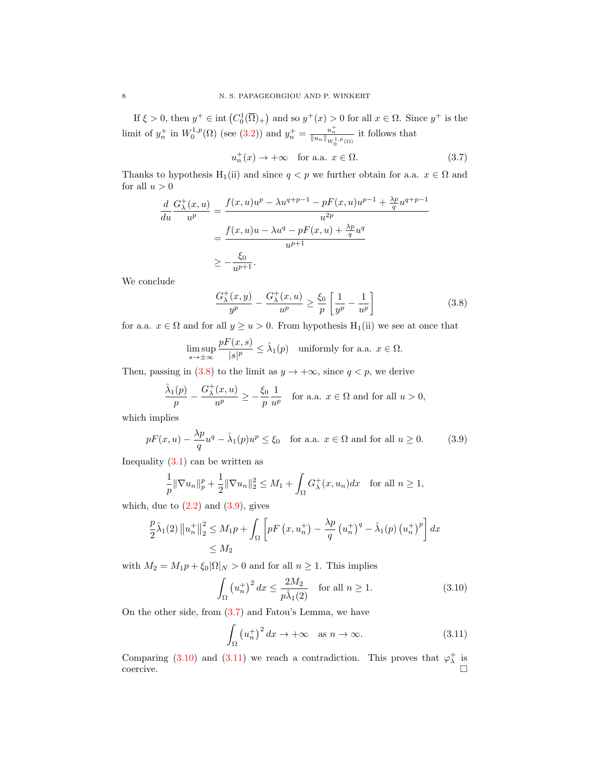If $\xi > 0$, then $y^+ \in \operatorname{int}\left(C_0^1(\overline{\Omega})_+\right)$ and so $y^+(x) > 0$ for all $x \in \Omega$. Since $y^+$ is the limit of $y_n^+$ in $W_0^{1,p}(\Omega)$ (see (3.2)) and $y_n^+ = \frac{u_n^+}{\|u_n\|_{W_0^{1,p}(\Omega)}}$ it follows that

$$u_n^+(x) \to +\infty \quad \text{for a.a. } x \in \Omega. \tag{3.7}$$

Thanks to hypothesis $\mathrm{H}_1$(ii) and since $q < p$ we further obtain for a.a. $x \in \Omega$ and for all $u > 0$

$$\begin{aligned}
\frac{d}{du} \frac{G_\lambda^+(x,u)}{u^p} &= \frac{f(x,u)u^p - \lambda u^{q+p-1} - pF(x,u)u^{p-1} + \frac{\lambda p}{q} u^{q+p-1}}{u^{2p}} \\
&= \frac{f(x,u)u - \lambda u^q - pF(x,u) + \frac{\lambda p}{q} u^q}{u^{p+1}} \\
&\geq -\frac{\xi_0}{u^{p+1}}.
\end{aligned}$$

We conclude

$$\frac{G_\lambda^+(x,y)}{y^p} - \frac{G_\lambda^+(x,u)}{u^p} \geq \frac{\xi_0}{p}\left[\frac{1}{y^p} - \frac{1}{u^p}\right] \tag{3.8}$$

for a.a. $x \in \Omega$ and for all $y \geq u > 0$. From hypothesis $\mathrm{H}_1$(ii) we see at once that

$$\limsup_{s \to \pm\infty} \frac{pF(x,s)}{|s|^p} \leq \hat{\lambda}_1(p) \quad \text{uniformly for a.a. } x \in \Omega.$$

Then, passing in (3.8) to the limit as $y \to +\infty$, since $q < p$, we derive

$$\frac{\hat{\lambda}_1(p)}{p} - \frac{G_\lambda^+(x,u)}{u^p} \geq -\frac{\xi_0}{p}\frac{1}{u^p} \quad \text{for a.a. } x \in \Omega \text{ and for all } u > 0,$$

which implies

$$pF(x,u) - \frac{\lambda p}{q} u^q - \hat{\lambda}_1(p) u^p \leq \xi_0 \quad \text{for a.a. } x \in \Omega \text{ and for all } u \geq 0. \tag{3.9}$$

Inequality (3.1) can be written as

$$\frac{1}{p}\|\nabla u_n\|_p^p + \frac{1}{2}\|\nabla u_n\|_2^2 \leq M_1 + \int_\Omega G_\lambda^+(x,u_n)dx \quad \text{for all } n \geq 1,$$

which, due to (2.2) and (3.9), gives

$$\begin{aligned}
\frac{p}{2}\hat{\lambda}_1(2)\left\|u_n^+\right\|_2^2 &\leq M_1 p + \int_\Omega \left[pF\left(x,u_n^+\right) - \frac{\lambda p}{q}\left(u_n^+\right)^q - \hat{\lambda}_1(p)\left(u_n^+\right)^p\right]dx \\
&\leq M_2
\end{aligned}$$

with $M_2 = M_1 p + \xi_0 |\Omega|_N > 0$ and for all $n \geq 1$. This implies

$$\int_\Omega \left(u_n^+\right)^2 dx \leq \frac{2M_2}{p\hat{\lambda}_1(2)} \quad \text{for all } n \geq 1. \tag{3.10}$$

On the other side, from (3.7) and Fatou's Lemma, we have

$$\int_\Omega \left(u_n^+\right)^2 dx \to +\infty \quad \text{as } n \to \infty. \tag{3.11}$$

Comparing (3.10) and (3.11) we reach a contradiction. This proves that $\varphi_\lambda^+$ is coercive. $\square$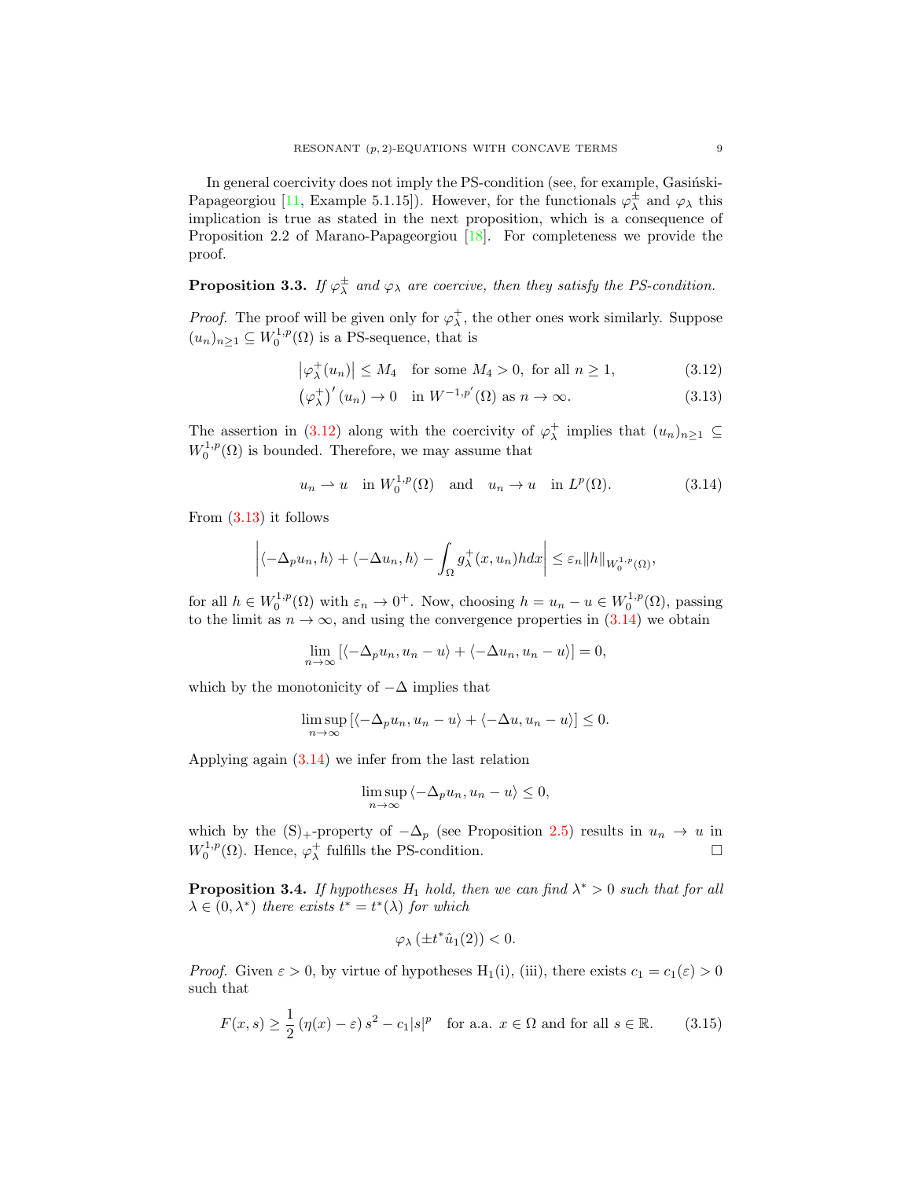In general coercivity does not imply the PS-condition (see, for example, Gasiński-Papageorgiou [11, Example 5.1.15]). However, for the functionals $\varphi_\lambda^\pm$ and $\varphi_\lambda$ this implication is true as stated in the next proposition, which is a consequence of Proposition 2.2 of Marano-Papageorgiou [18]. For completeness we provide the proof.

**Proposition 3.3.** *If $\varphi_\lambda^\pm$ and $\varphi_\lambda$ are coercive, then they satisfy the PS-condition.*

*Proof.* The proof will be given only for $\varphi_\lambda^+$, the other ones work similarly. Suppose $(u_n)_{n\geq 1} \subseteq W_0^{1,p}(\Omega)$ is a PS-sequence, that is

$$\left|\varphi_\lambda^+(u_n)\right| \leq M_4 \quad \text{for some } M_4 > 0, \text{ for all } n \geq 1, \tag{3.12}$$

$$\left(\varphi_\lambda^+\right)'(u_n) \to 0 \quad \text{in } W^{-1,p'}(\Omega) \text{ as } n \to \infty. \tag{3.13}$$

The assertion in (3.12) along with the coercivity of $\varphi_\lambda^+$ implies that $(u_n)_{n\geq 1} \subseteq W_0^{1,p}(\Omega)$ is bounded. Therefore, we may assume that

$$u_n \rightharpoonup u \quad \text{in } W_0^{1,p}(\Omega) \quad \text{and} \quad u_n \to u \quad \text{in } L^p(\Omega). \tag{3.14}$$

From (3.13) it follows

$$\left|\langle -\Delta_p u_n, h\rangle + \langle -\Delta u_n, h\rangle - \int_\Omega g_\lambda^+(x, u_n) h dx\right| \leq \varepsilon_n \|h\|_{W_0^{1,p}(\Omega)},$$

for all $h \in W_0^{1,p}(\Omega)$ with $\varepsilon_n \to 0^+$. Now, choosing $h = u_n - u \in W_0^{1,p}(\Omega)$, passing to the limit as $n \to \infty$, and using the convergence properties in (3.14) we obtain

$$\lim_{n\to\infty} \left[\langle -\Delta_p u_n, u_n - u\rangle + \langle -\Delta u_n, u_n - u\rangle\right] = 0,$$

which by the monotonicity of $-\Delta$ implies that

$$\limsup_{n\to\infty} \left[\langle -\Delta_p u_n, u_n - u\rangle + \langle -\Delta u, u_n - u\rangle\right] \leq 0.$$

Applying again (3.14) we infer from the last relation

$$\limsup_{n\to\infty} \langle -\Delta_p u_n, u_n - u\rangle \leq 0,$$

which by the $(\mathrm{S})_+$-property of $-\Delta_p$ (see Proposition 2.5) results in $u_n \to u$ in $W_0^{1,p}(\Omega)$. Hence, $\varphi_\lambda^+$ fulfills the PS-condition. $\square$

**Proposition 3.4.** *If hypotheses $\mathrm{H}_1$ hold, then we can find $\lambda^* > 0$ such that for all $\lambda \in (0, \lambda^*)$ there exists $t^* = t^*(\lambda)$ for which*

$$\varphi_\lambda\left(\pm t^* \hat{u}_1(2)\right) < 0.$$

*Proof.* Given $\varepsilon > 0$, by virtue of hypotheses $\mathrm{H}_1$(i), (iii), there exists $c_1 = c_1(\varepsilon) > 0$ such that

$$F(x, s) \geq \frac{1}{2}\left(\eta(x) - \varepsilon\right) s^2 - c_1 |s|^p \quad \text{for a.a. } x \in \Omega \text{ and for all } s \in \mathbb{R}. \tag{3.15}$$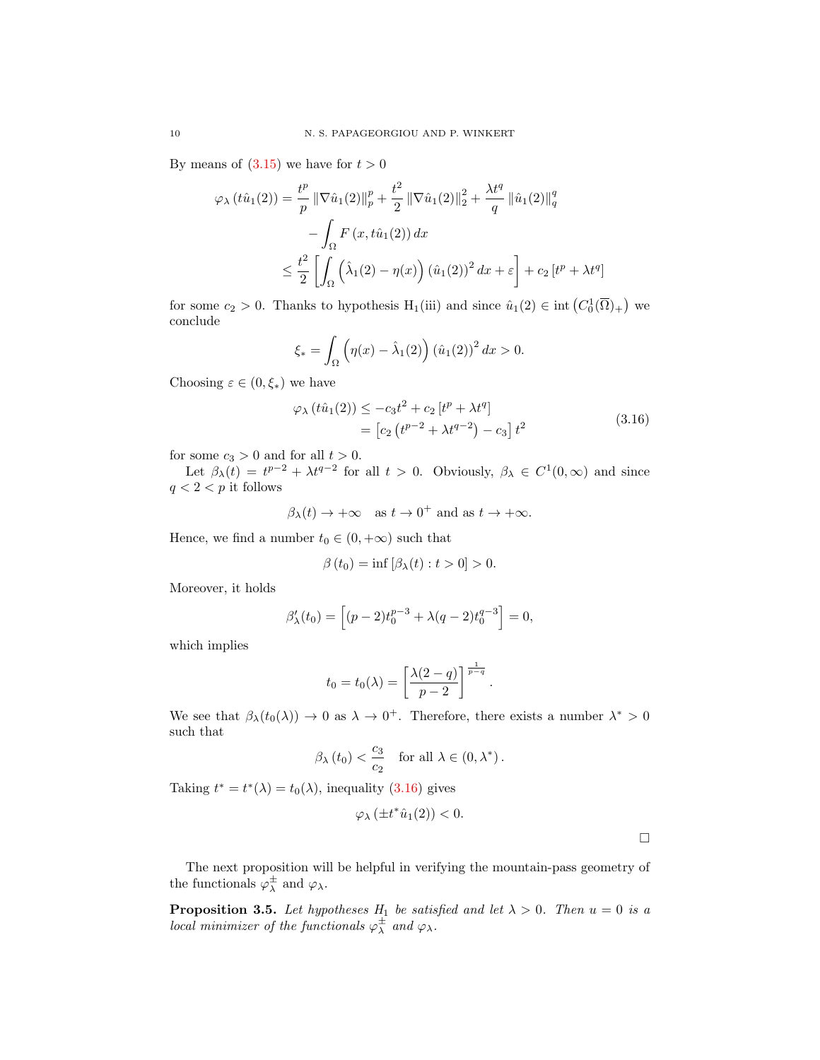By means of (3.15) we have for $t > 0$

$$\begin{aligned}
\varphi_\lambda\left(t\hat{u}_1(2)\right) &= \frac{t^p}{p}\left\|\nabla \hat{u}_1(2)\right\|_p^p + \frac{t^2}{2}\left\|\nabla \hat{u}_1(2)\right\|_2^2 + \frac{\lambda t^q}{q}\left\|\hat{u}_1(2)\right\|_q^q \\
&\quad - \int_\Omega F\left(x, t\hat{u}_1(2)\right) dx \\
&\le \frac{t^2}{2}\left[\int_\Omega \left(\hat{\lambda}_1(2) - \eta(x)\right)\left(\hat{u}_1(2)\right)^2 dx + \varepsilon\right] + c_2\left[t^p + \lambda t^q\right]
\end{aligned}$$

for some $c_2 > 0$. Thanks to hypothesis H$_1$(iii) and since $\hat{u}_1(2) \in \operatorname{int}\left(C_0^1(\overline{\Omega})_+\right)$ we conclude

$$\xi_* = \int_\Omega \left(\eta(x) - \hat{\lambda}_1(2)\right)\left(\hat{u}_1(2)\right)^2 dx > 0.$$

Choosing $\varepsilon \in (0, \xi_*)$ we have

$$\begin{aligned}
\varphi_\lambda\left(t\hat{u}_1(2)\right) &\le -c_3 t^2 + c_2\left[t^p + \lambda t^q\right] \\
&= \left[c_2\left(t^{p-2} + \lambda t^{q-2}\right) - c_3\right] t^2
\end{aligned} \tag{3.16}$$

for some $c_3 > 0$ and for all $t > 0$.

Let $\beta_\lambda(t) = t^{p-2} + \lambda t^{q-2}$ for all $t > 0$. Obviously, $\beta_\lambda \in C^1(0,\infty)$ and since $q < 2 < p$ it follows

$$\beta_\lambda(t) \to +\infty \quad \text{as } t \to 0^+ \text{ and as } t \to +\infty.$$

Hence, we find a number $t_0 \in (0, +\infty)$ such that

$$\beta\left(t_0\right) = \inf\left[\beta_\lambda(t) : t > 0\right] > 0.$$

Moreover, it holds

$$\beta_\lambda'(t_0) = \left[(p-2)t_0^{p-3} + \lambda(q-2)t_0^{q-3}\right] = 0,$$

which implies

$$t_0 = t_0(\lambda) = \left[\frac{\lambda(2-q)}{p-2}\right]^{\frac{1}{p-q}}.$$

We see that $\beta_\lambda(t_0(\lambda)) \to 0$ as $\lambda \to 0^+$. Therefore, there exists a number $\lambda^* > 0$ such that

$$\beta_\lambda\left(t_0\right) < \frac{c_3}{c_2} \quad \text{for all } \lambda \in \left(0, \lambda^*\right).$$

Taking $t^* = t^*(\lambda) = t_0(\lambda)$, inequality (3.16) gives

$$\varphi_\lambda\left(\pm t^* \hat{u}_1(2)\right) < 0.$$

□

The next proposition will be helpful in verifying the mountain-pass geometry of the functionals $\varphi_\lambda^\pm$ and $\varphi_\lambda$.

**Proposition 3.5.** *Let hypotheses $H_1$ be satisfied and let $\lambda > 0$. Then $u = 0$ is a local minimizer of the functionals $\varphi_\lambda^\pm$ and $\varphi_\lambda$.*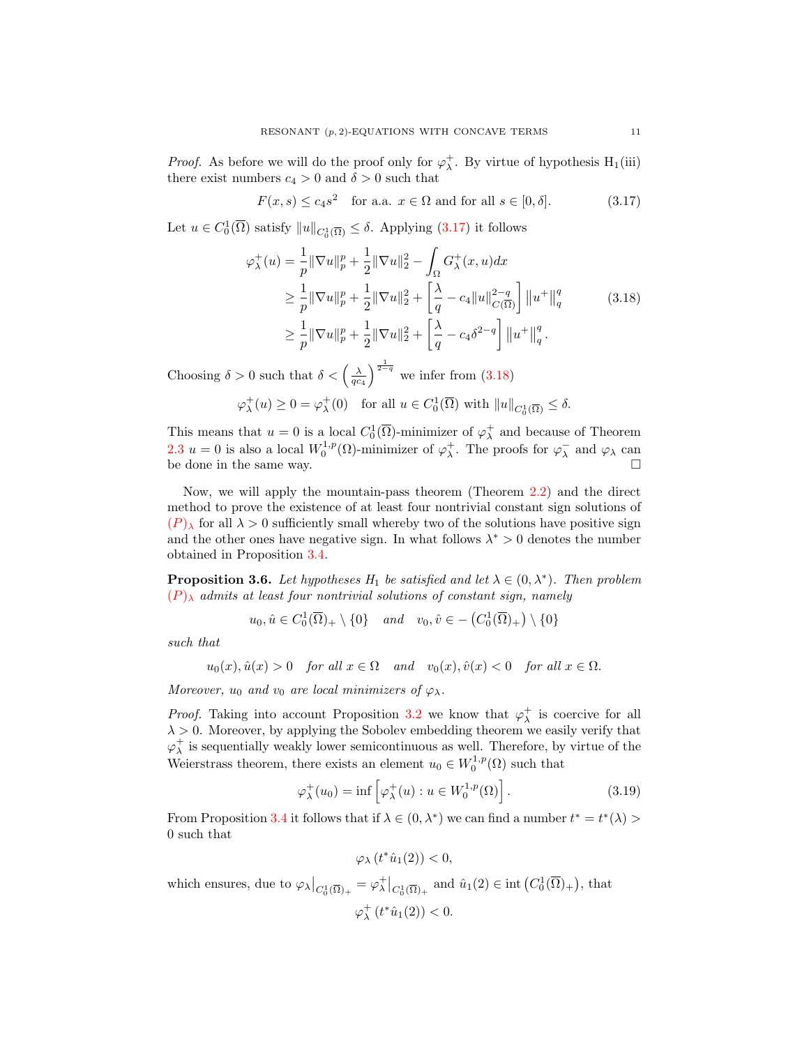*Proof.* As before we will do the proof only for $\varphi_\lambda^+$. By virtue of hypothesis H$_1$(iii) there exist numbers $c_4 > 0$ and $\delta > 0$ such that

$$F(x,s) \le c_4 s^2 \quad \text{for a.a. } x \in \Omega \text{ and for all } s \in [0,\delta]. \tag{3.17}$$

Let $u \in C_0^1(\overline{\Omega})$ satisfy $\|u\|_{C_0^1(\overline{\Omega})} \le \delta$. Applying (3.17) it follows

$$\begin{aligned}
\varphi_\lambda^+(u) &= \frac{1}{p}\|\nabla u\|_p^p + \frac{1}{2}\|\nabla u\|_2^2 - \int_\Omega G_\lambda^+(x,u)dx \\
&\ge \frac{1}{p}\|\nabla u\|_p^p + \frac{1}{2}\|\nabla u\|_2^2 + \left[\frac{\lambda}{q} - c_4\|u\|_{C(\overline{\Omega})}^{2-q}\right]\left\|u^+\right\|_q^q \\
&\ge \frac{1}{p}\|\nabla u\|_p^p + \frac{1}{2}\|\nabla u\|_2^2 + \left[\frac{\lambda}{q} - c_4\delta^{2-q}\right]\left\|u^+\right\|_q^q.
\end{aligned} \tag{3.18}$$

Choosing $\delta > 0$ such that $\delta < \left(\frac{\lambda}{qc_4}\right)^{\frac{1}{2-q}}$ we infer from (3.18)

$$\varphi_\lambda^+(u) \ge 0 = \varphi_\lambda^+(0) \quad \text{for all } u \in C_0^1(\overline{\Omega}) \text{ with } \|u\|_{C_0^1(\overline{\Omega})} \le \delta.$$

This means that $u = 0$ is a local $C_0^1(\overline{\Omega})$-minimizer of $\varphi_\lambda^+$ and because of Theorem 2.3 $u = 0$ is also a local $W_0^{1,p}(\Omega)$-minimizer of $\varphi_\lambda^+$. The proofs for $\varphi_\lambda^-$ and $\varphi_\lambda$ can be done in the same way. $\square$

Now, we will apply the mountain-pass theorem (Theorem 2.2) and the direct method to prove the existence of at least four nontrivial constant sign solutions of $(P)_\lambda$ for all $\lambda > 0$ sufficiently small whereby two of the solutions have positive sign and the other ones have negative sign. In what follows $\lambda^* > 0$ denotes the number obtained in Proposition 3.4.

**Proposition 3.6.** *Let hypotheses $H_1$ be satisfied and let $\lambda \in (0,\lambda^*)$. Then problem $(P)_\lambda$ admits at least four nontrivial solutions of constant sign, namely*

$$u_0, \hat{u} \in C_0^1(\overline{\Omega})_+ \setminus \{0\} \quad \text{and} \quad v_0, \hat{v} \in -\left(C_0^1(\overline{\Omega})_+\right) \setminus \{0\}$$

*such that*

$$u_0(x), \hat{u}(x) > 0 \quad \text{for all } x \in \Omega \quad \text{and} \quad v_0(x), \hat{v}(x) < 0 \quad \text{for all } x \in \Omega.$$

*Moreover, $u_0$ and $v_0$ are local minimizers of $\varphi_\lambda$.*

*Proof.* Taking into account Proposition 3.2 we know that $\varphi_\lambda^+$ is coercive for all $\lambda > 0$. Moreover, by applying the Sobolev embedding theorem we easily verify that $\varphi_\lambda^+$ is sequentially weakly lower semicontinuous as well. Therefore, by virtue of the Weierstrass theorem, there exists an element $u_0 \in W_0^{1,p}(\Omega)$ such that

$$\varphi_\lambda^+(u_0) = \inf\left[\varphi_\lambda^+(u) : u \in W_0^{1,p}(\Omega)\right]. \tag{3.19}$$

From Proposition 3.4 it follows that if $\lambda \in (0,\lambda^*)$ we can find a number $t^* = t^*(\lambda) > 0$ such that

$$\varphi_\lambda\left(t^*\hat{u}_1(2)\right) < 0,$$

which ensures, due to $\varphi_\lambda\big|_{C_0^1(\overline{\Omega})_+} = \varphi_\lambda^+\big|_{C_0^1(\overline{\Omega})_+}$ and $\hat{u}_1(2) \in \operatorname{int}\left(C_0^1(\overline{\Omega})_+\right)$, that

$$\varphi_\lambda^+\left(t^*\hat{u}_1(2)\right) < 0.$$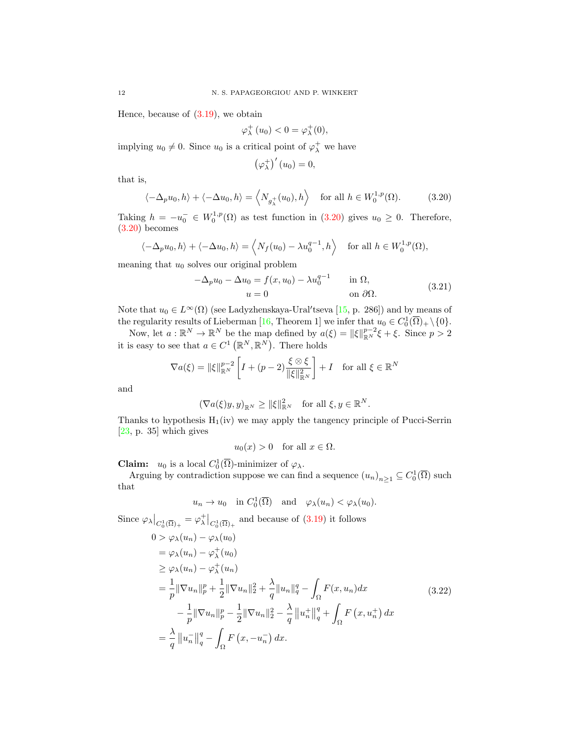Hence, because of (3.19), we obtain

$$\varphi_\lambda^+(u_0) < 0 = \varphi_\lambda^+(0),$$

implying $u_0 \neq 0$. Since $u_0$ is a critical point of $\varphi_\lambda^+$ we have

$$\left(\varphi_\lambda^+\right)'(u_0) = 0,$$

that is,

$$\langle -\Delta_p u_0, h\rangle + \langle -\Delta u_0, h\rangle = \left\langle N_{g_\lambda^+}(u_0), h\right\rangle \quad \text{for all } h \in W_0^{1,p}(\Omega). \tag{3.20}$$

Taking $h = -u_0^- \in W_0^{1,p}(\Omega)$ as test function in (3.20) gives $u_0 \geq 0$. Therefore, (3.20) becomes

$$\langle -\Delta_p u_0, h\rangle + \langle -\Delta u_0, h\rangle = \left\langle N_f(u_0) - \lambda u_0^{q-1}, h\right\rangle \quad \text{for all } h \in W_0^{1,p}(\Omega),$$

meaning that $u_0$ solves our original problem

$$\begin{aligned} -\Delta_p u_0 - \Delta u_0 &= f(x,u_0) - \lambda u_0^{q-1} \qquad && \text{in } \Omega,\\ u &= 0 && \text{on } \partial\Omega. \end{aligned} \tag{3.21}$$

Note that $u_0 \in L^\infty(\Omega)$ (see Ladyzhenskaya-Ural'tseva [15, p. 286]) and by means of the regularity results of Lieberman [16, Theorem 1] we infer that $u_0 \in C_0^1(\overline{\Omega})_+ \setminus \{0\}$.

Now, let $a : \mathbb{R}^N \to \mathbb{R}^N$ be the map defined by $a(\xi) = \|\xi\|_{\mathbb{R}^N}^{p-2}\xi + \xi$. Since $p > 2$ it is easy to see that $a \in C^1\left(\mathbb{R}^N, \mathbb{R}^N\right)$. There holds

$$\nabla a(\xi) = \|\xi\|_{\mathbb{R}^N}^{p-2}\left[I + (p-2)\frac{\xi \otimes \xi}{\|\xi\|_{\mathbb{R}^N}^2}\right] + I \quad \text{for all } \xi \in \mathbb{R}^N$$

and

$$(\nabla a(\xi) y, y)_{\mathbb{R}^N} \geq \|\xi\|_{\mathbb{R}^N}^2 \quad \text{for all } \xi, y \in \mathbb{R}^N.$$

Thanks to hypothesis $\mathrm{H}_1$(iv) we may apply the tangency principle of Pucci-Serrin [23, p. 35] which gives

$$u_0(x) > 0 \quad \text{for all } x \in \Omega.$$

**Claim:** $u_0$ is a local $C_0^1(\overline{\Omega})$-minimizer of $\varphi_\lambda$.

Arguing by contradiction suppose we can find a sequence $(u_n)_{n\geq 1} \subseteq C_0^1(\overline{\Omega})$ such that

$$u_n \to u_0 \quad \text{in } C_0^1(\overline{\Omega}) \quad \text{and} \quad \varphi_\lambda(u_n) < \varphi_\lambda(u_0).$$

Since $\varphi_\lambda\big|_{C_0^1(\overline{\Omega})_+} = \varphi_\lambda^+\big|_{C_0^1(\overline{\Omega})_+}$ and because of (3.19) it follows

$$\begin{aligned}
0 &> \varphi_\lambda(u_n) - \varphi_\lambda(u_0)\\
&= \varphi_\lambda(u_n) - \varphi_\lambda^+(u_0)\\
&\geq \varphi_\lambda(u_n) - \varphi_\lambda^+(u_n)\\
&= \frac{1}{p}\|\nabla u_n\|_p^p + \frac{1}{2}\|\nabla u_n\|_2^2 + \frac{\lambda}{q}\|u_n\|_q^q - \int_\Omega F(x,u_n)dx\\
&\qquad - \frac{1}{p}\|\nabla u_n\|_p^p - \frac{1}{2}\|\nabla u_n\|_2^2 - \frac{\lambda}{q}\left\|u_n^+\right\|_q^q + \int_\Omega F\left(x,u_n^+\right)dx\\
&= \frac{\lambda}{q}\left\|u_n^-\right\|_q^q - \int_\Omega F\left(x,-u_n^-\right)dx.
\end{aligned} \tag{3.22}$$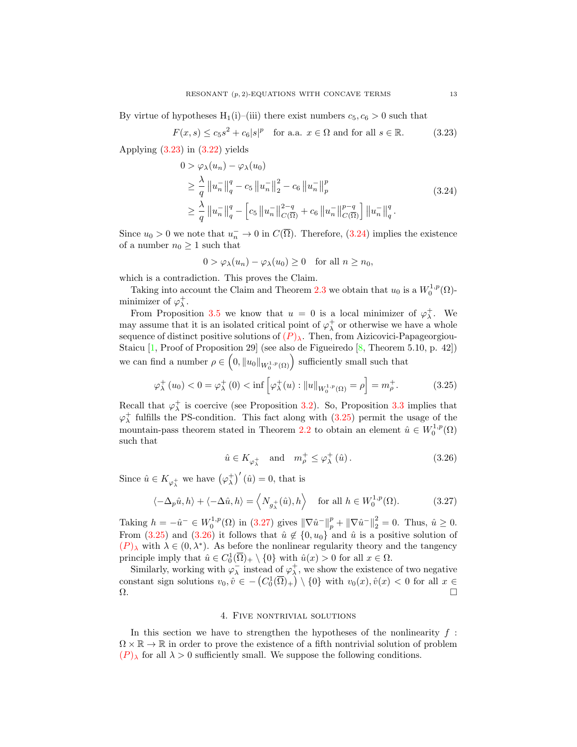By virtue of hypotheses $H_1$(i)–(iii) there exist numbers $c_5, c_6 > 0$ such that

$$F(x,s) \leq c_5 s^2 + c_6 |s|^p \quad \text{for a.a. } x \in \Omega \text{ and for all } s \in \mathbb{R}. \tag{3.23}$$

Applying (3.23) in (3.22) yields

$$\begin{aligned}
0 &> \varphi_\lambda(u_n) - \varphi_\lambda(u_0) \\
&\geq \frac{\lambda}{q} \left\| u_n^- \right\|_q^q - c_5 \left\| u_n^- \right\|_2^2 - c_6 \left\| u_n^- \right\|_p^p \\
&\geq \frac{\lambda}{q} \left\| u_n^- \right\|_q^q - \left[ c_5 \left\| u_n^- \right\|_{C(\overline{\Omega})}^{2-q} + c_6 \left\| u_n^- \right\|_{C(\overline{\Omega})}^{p-q} \right] \left\| u_n^- \right\|_q^q .
\end{aligned} \tag{3.24}$$

Since $u_0 > 0$ we note that $u_n^- \to 0$ in $C(\overline{\Omega})$. Therefore, (3.24) implies the existence of a number $n_0 \geq 1$ such that

$$0 > \varphi_\lambda(u_n) - \varphi_\lambda(u_0) \geq 0 \quad \text{for all } n \geq n_0,$$

which is a contradiction. This proves the Claim.

Taking into account the Claim and Theorem 2.3 we obtain that $u_0$ is a $W_0^{1,p}(\Omega)$-minimizer of $\varphi_\lambda^+$.

From Proposition 3.5 we know that $u = 0$ is a local minimizer of $\varphi_\lambda^+$. We may assume that it is an isolated critical point of $\varphi_\lambda^+$ or otherwise we have a whole sequence of distinct positive solutions of $(P)_\lambda$. Then, from Aizicovici-Papageorgiou-Staicu [1, Proof of Proposition 29] (see also de Figueiredo [8, Theorem 5.10, p. 42]) we can find a number $\rho \in \left(0, \|u_0\|_{W_0^{1,p}(\Omega)}\right)$ sufficiently small such that

$$\varphi_\lambda^+ (u_0) < 0 = \varphi_\lambda^+ (0) < \inf \left[ \varphi_\lambda^+(u) : \|u\|_{W_0^{1,p}(\Omega)} = \rho \right] = m_\rho^+. \tag{3.25}$$

Recall that $\varphi_\lambda^+$ is coercive (see Proposition 3.2). So, Proposition 3.3 implies that $\varphi_\lambda^+$ fulfills the PS-condition. This fact along with (3.25) permit the usage of the mountain-pass theorem stated in Theorem 2.2 to obtain an element $\hat{u} \in W_0^{1,p}(\Omega)$ such that

$$\hat{u} \in K_{\varphi_\lambda^+} \quad \text{and} \quad m_\rho^+ \leq \varphi_\lambda^+ (\hat{u}). \tag{3.26}$$

Since $\hat{u} \in K_{\varphi_\lambda^+}$ we have $\left(\varphi_\lambda^+\right)' (\hat{u}) = 0$, that is

$$\langle -\Delta_p \hat{u}, h \rangle + \langle -\Delta \hat{u}, h \rangle = \left\langle N_{g_\lambda^+}(\hat{u}), h \right\rangle \quad \text{for all } h \in W_0^{1,p}(\Omega). \tag{3.27}$$

Taking $h = -\hat{u}^- \in W_0^{1,p}(\Omega)$ in (3.27) gives $\left\| \nabla \hat{u}^- \right\|_p^p + \left\| \nabla \hat{u}^- \right\|_2^2 = 0$. Thus, $\hat{u} \geq 0$. From (3.25) and (3.26) it follows that $\hat{u} \notin \{0, u_0\}$ and $\hat{u}$ is a positive solution of $(P)_\lambda$ with $\lambda \in (0, \lambda^*)$. As before the nonlinear regularity theory and the tangency principle imply that $\hat{u} \in C_0^1(\overline{\Omega})_+ \setminus \{0\}$ with $\hat{u}(x) > 0$ for all $x \in \Omega$.

Similarly, working with $\varphi_\lambda^-$ instead of $\varphi_\lambda^+$, we show the existence of two negative constant sign solutions $v_0, \hat{v} \in -\left(C_0^1(\overline{\Omega})_+\right) \setminus \{0\}$ with $v_0(x), \hat{v}(x) < 0$ for all $x \in \Omega$. $\square$

## 4. Five nontrivial solutions

In this section we have to strengthen the hypotheses of the nonlinearity $f : \Omega \times \mathbb{R} \to \mathbb{R}$ in order to prove the existence of a fifth nontrivial solution of problem $(P)_\lambda$ for all $\lambda > 0$ sufficiently small. We suppose the following conditions.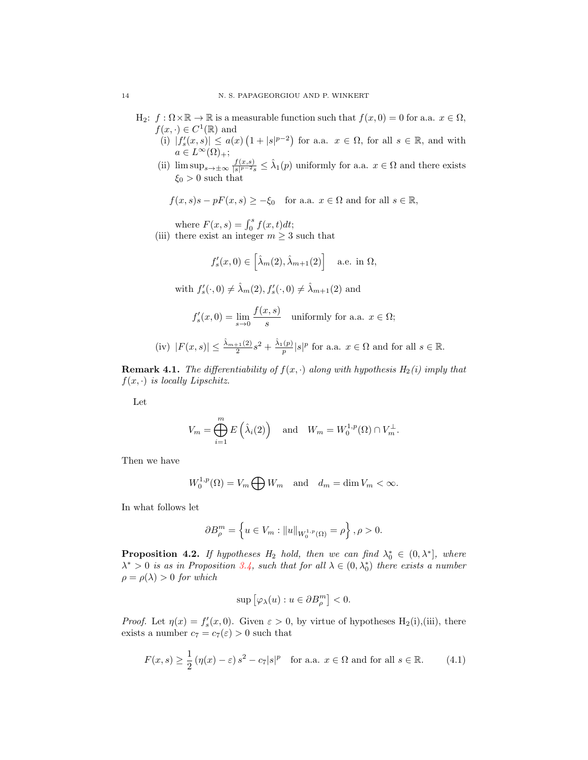H$_2$: $f : \Omega \times \mathbb{R} \to \mathbb{R}$ is a measurable function such that $f(x, 0) = 0$ for a.a. $x \in \Omega$, $f(x, \cdot) \in C^1(\mathbb{R})$ and

(i) $|f'_s(x, s)| \leq a(x)\left(1 + |s|^{p-2}\right)$ for a.a. $x \in \Omega$, for all $s \in \mathbb{R}$, and with $a \in L^\infty(\Omega)_+$;

(ii) $\limsup_{s \to \pm\infty} \frac{f(x,s)}{|s|^{p-2}s} \leq \hat{\lambda}_1(p)$ uniformly for a.a. $x \in \Omega$ and there exists $\xi_0 > 0$ such that

$$f(x, s)s - pF(x, s) \geq -\xi_0 \quad \text{for a.a. } x \in \Omega \text{ and for all } s \in \mathbb{R},$$

where $F(x, s) = \int_0^s f(x, t)dt$;

(iii) there exist an integer $m \geq 3$ such that

$$f'_s(x, 0) \in \left[\hat{\lambda}_m(2), \hat{\lambda}_{m+1}(2)\right] \quad \text{a.e. in } \Omega,$$

with $f'_s(\cdot, 0) \neq \hat{\lambda}_m(2), f'_s(\cdot, 0) \neq \hat{\lambda}_{m+1}(2)$ and

$$f'_s(x, 0) = \lim_{s \to 0} \frac{f(x, s)}{s} \quad \text{uniformly for a.a. } x \in \Omega;$$

(iv) $|F(x, s)| \leq \frac{\hat{\lambda}_{m+1}(2)}{2} s^2 + \frac{\hat{\lambda}_1(p)}{p} |s|^p$ for a.a. $x \in \Omega$ and for all $s \in \mathbb{R}$.

**Remark 4.1.** *The differentiability of $f(x, \cdot)$ along with hypothesis H$_2$(i) imply that $f(x, \cdot)$ is locally Lipschitz.*

Let

$$V_m = \bigoplus_{i=1}^m E\left(\hat{\lambda}_i(2)\right) \quad \text{and} \quad W_m = W_0^{1,p}(\Omega) \cap V_m^\perp.$$

Then we have

$$W_0^{1,p}(\Omega) = V_m \bigoplus W_m \quad \text{and} \quad d_m = \dim V_m < \infty.$$

In what follows let

$$\partial B_\rho^m = \left\{u \in V_m : \|u\|_{W_0^{1,p}(\Omega)} = \rho\right\}, \rho > 0.$$

**Proposition 4.2.** *If hypotheses H$_2$ hold, then we can find $\lambda_0^* \in (0, \lambda^*]$, where $\lambda^* > 0$ is as in Proposition 3.4, such that for all $\lambda \in (0, \lambda_0^*)$ there exists a number $\rho = \rho(\lambda) > 0$ for which*

$$\sup\left[\varphi_\lambda(u) : u \in \partial B_\rho^m\right] < 0.$$

*Proof.* Let $\eta(x) = f'_s(x, 0)$. Given $\varepsilon > 0$, by virtue of hypotheses H$_2$(i),(iii), there exists a number $c_7 = c_7(\varepsilon) > 0$ such that

$$F(x, s) \geq \frac{1}{2}\left(\eta(x) - \varepsilon\right)s^2 - c_7|s|^p \quad \text{for a.a. } x \in \Omega \text{ and for all } s \in \mathbb{R}. \tag{4.1}$$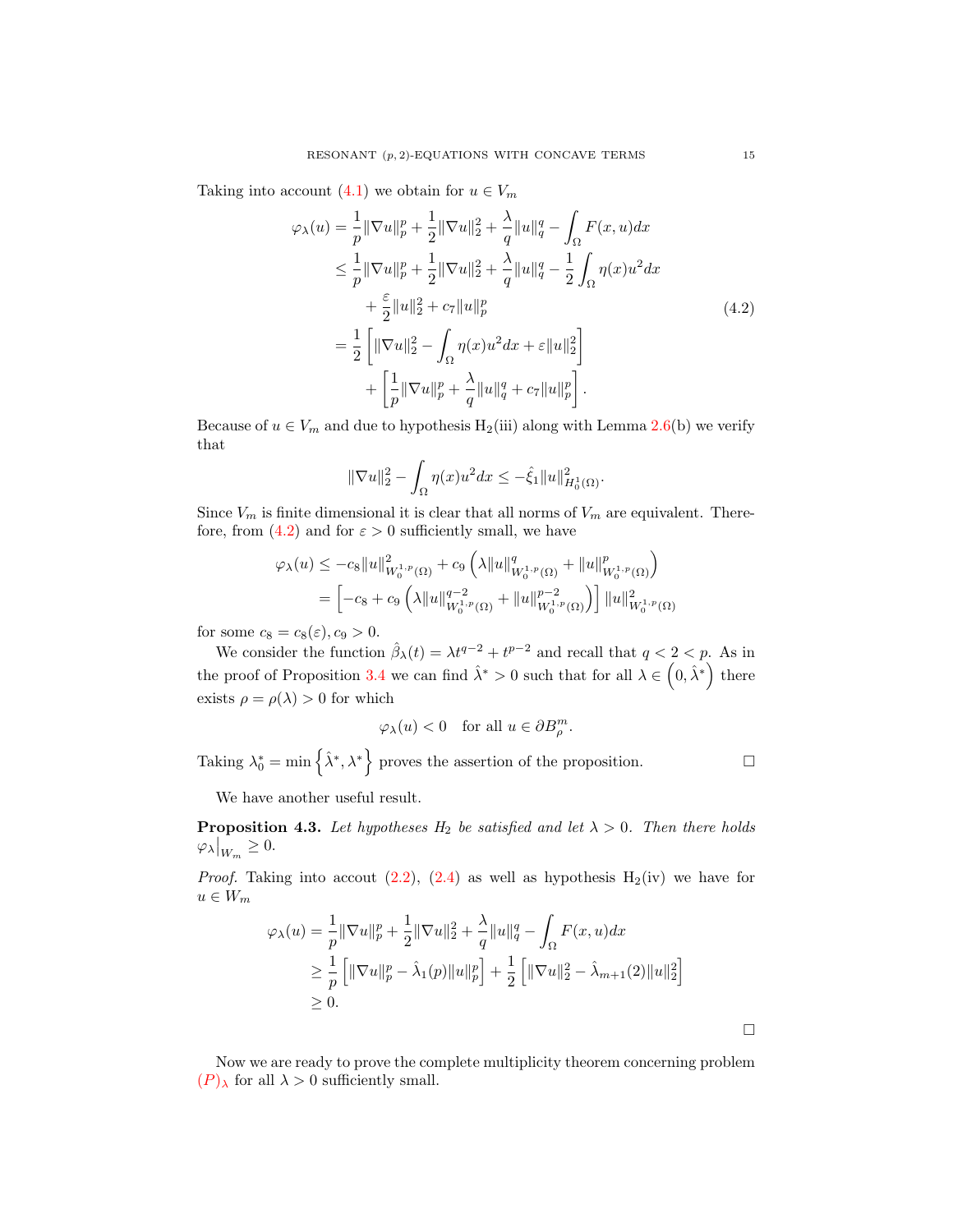Taking into account (4.1) we obtain for $u \in V_m$

$$
\begin{aligned}
\varphi_\lambda(u) &= \frac{1}{p}\|\nabla u\|_p^p + \frac{1}{2}\|\nabla u\|_2^2 + \frac{\lambda}{q}\|u\|_q^q - \int_\Omega F(x,u)dx \\
&\leq \frac{1}{p}\|\nabla u\|_p^p + \frac{1}{2}\|\nabla u\|_2^2 + \frac{\lambda}{q}\|u\|_q^q - \frac{1}{2}\int_\Omega \eta(x)u^2dx \\
&\quad + \frac{\varepsilon}{2}\|u\|_2^2 + c_7\|u\|_p^p \\
&= \frac{1}{2}\left[\|\nabla u\|_2^2 - \int_\Omega \eta(x)u^2dx + \varepsilon\|u\|_2^2\right] \\
&\quad + \left[\frac{1}{p}\|\nabla u\|_p^p + \frac{\lambda}{q}\|u\|_q^q + c_7\|u\|_p^p\right].
\end{aligned}
\tag{4.2}
$$

Because of $u \in V_m$ and due to hypothesis $\mathrm{H}_2$(iii) along with Lemma 2.6(b) we verify that

$$
\|\nabla u\|_2^2 - \int_\Omega \eta(x)u^2dx \leq -\hat{\xi}_1\|u\|^2_{H_0^1(\Omega)}.
$$

Since $V_m$ is finite dimensional it is clear that all norms of $V_m$ are equivalent. Therefore, from (4.2) and for $\varepsilon > 0$ sufficiently small, we have

$$
\begin{aligned}
\varphi_\lambda(u) &\leq -c_8\|u\|^2_{W_0^{1,p}(\Omega)} + c_9\left(\lambda\|u\|^q_{W_0^{1,p}(\Omega)} + \|u\|^p_{W_0^{1,p}(\Omega)}\right) \\
&= \left[-c_8 + c_9\left(\lambda\|u\|^{q-2}_{W_0^{1,p}(\Omega)} + \|u\|^{p-2}_{W_0^{1,p}(\Omega)}\right)\right]\|u\|^2_{W_0^{1,p}(\Omega)}
\end{aligned}
$$

for some $c_8 = c_8(\varepsilon), c_9 > 0$.

We consider the function $\hat{\beta}_\lambda(t) = \lambda t^{q-2} + t^{p-2}$ and recall that $q < 2 < p$. As in the proof of Proposition 3.4 we can find $\hat{\lambda}^* > 0$ such that for all $\lambda \in \left(0, \hat{\lambda}^*\right)$ there exists $\rho = \rho(\lambda) > 0$ for which

$$
\varphi_\lambda(u) < 0 \quad \text{for all } u \in \partial B^m_\rho.
$$

Taking $\lambda_0^* = \min\left\{\hat{\lambda}^*, \lambda^*\right\}$ proves the assertion of the proposition. □

We have another useful result.

**Proposition 4.3.** *Let hypotheses $H_2$ be satisfied and let $\lambda > 0$. Then there holds $\varphi_\lambda\big|_{W_m} \geq 0$.*

*Proof.* Taking into accout (2.2), (2.4) as well as hypothesis $\mathrm{H}_2$(iv) we have for $u \in W_m$

$$
\begin{aligned}
\varphi_\lambda(u) &= \frac{1}{p}\|\nabla u\|_p^p + \frac{1}{2}\|\nabla u\|_2^2 + \frac{\lambda}{q}\|u\|_q^q - \int_\Omega F(x,u)dx \\
&\geq \frac{1}{p}\left[\|\nabla u\|_p^p - \hat{\lambda}_1(p)\|u\|_p^p\right] + \frac{1}{2}\left[\|\nabla u\|_2^2 - \hat{\lambda}_{m+1}(2)\|u\|_2^2\right] \\
&\geq 0.
\end{aligned}
$$

□

Now we are ready to prove the complete multiplicity theorem concerning problem $(P)_\lambda$ for all $\lambda > 0$ sufficiently small.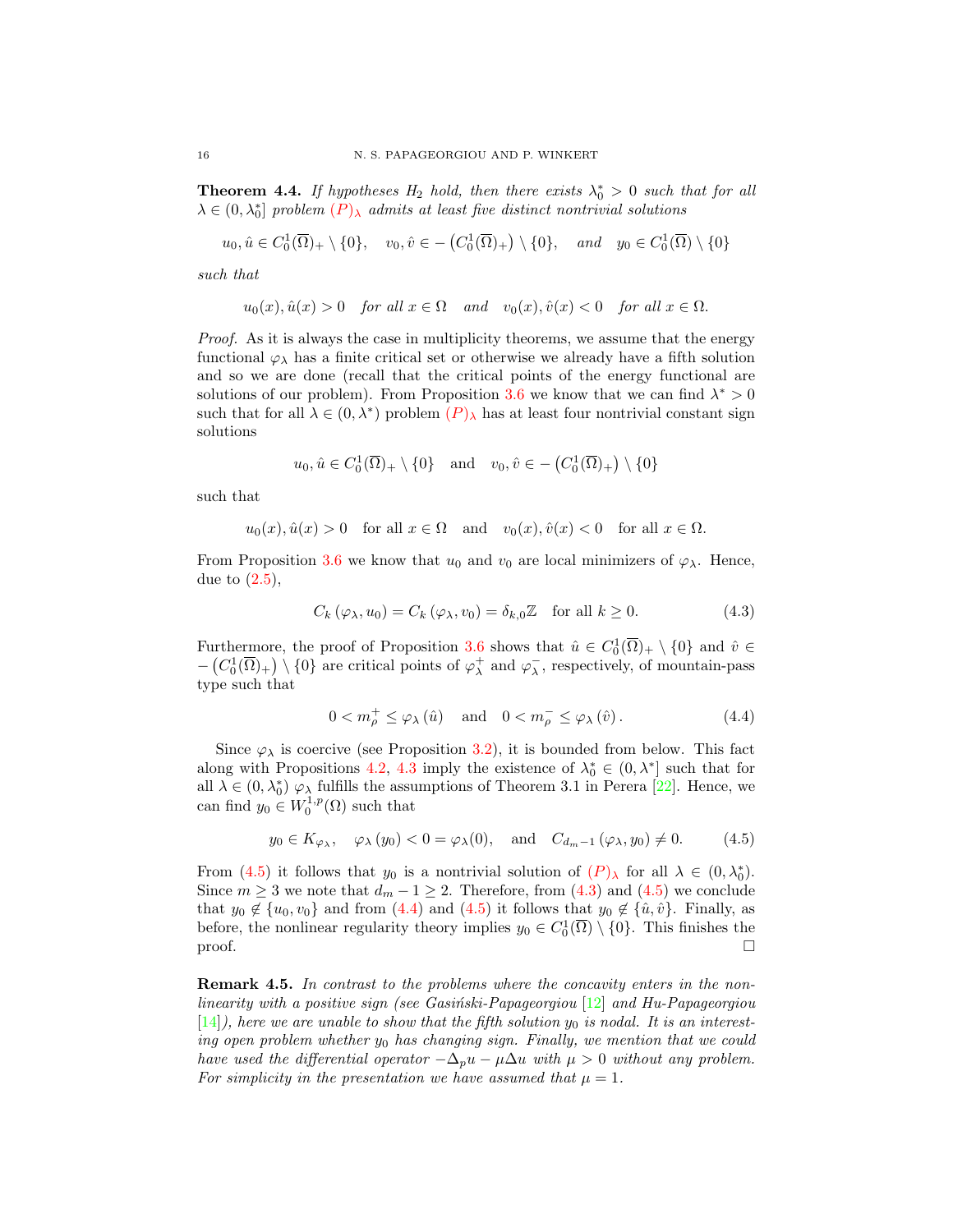**Theorem 4.4.** *If hypotheses $H_2$ hold, then there exists $\lambda_0^* > 0$ such that for all $\lambda \in (0, \lambda_0^*]$ problem $(P)_\lambda$ admits at least five distinct nontrivial solutions*

$$u_0, \hat{u} \in C_0^1(\overline{\Omega})_+ \setminus \{0\}, \quad v_0, \hat{v} \in -\left(C_0^1(\overline{\Omega})_+\right) \setminus \{0\}, \quad \textit{and} \quad y_0 \in C_0^1(\overline{\Omega}) \setminus \{0\}$$

*such that*

$$u_0(x), \hat{u}(x) > 0 \quad \textit{for all } x \in \Omega \quad \textit{and} \quad v_0(x), \hat{v}(x) < 0 \quad \textit{for all } x \in \Omega.$$

*Proof.* As it is always the case in multiplicity theorems, we assume that the energy functional $\varphi_\lambda$ has a finite critical set or otherwise we already have a fifth solution and so we are done (recall that the critical points of the energy functional are solutions of our problem). From Proposition 3.6 we know that we can find $\lambda^* > 0$ such that for all $\lambda \in (0, \lambda^*)$ problem $(P)_\lambda$ has at least four nontrivial constant sign solutions

$$u_0, \hat{u} \in C_0^1(\overline{\Omega})_+ \setminus \{0\} \quad \text{and} \quad v_0, \hat{v} \in -\left(C_0^1(\overline{\Omega})_+\right) \setminus \{0\}$$

such that

$$u_0(x), \hat{u}(x) > 0 \quad \text{for all } x \in \Omega \quad \text{and} \quad v_0(x), \hat{v}(x) < 0 \quad \text{for all } x \in \Omega.$$

From Proposition 3.6 we know that $u_0$ and $v_0$ are local minimizers of $\varphi_\lambda$. Hence, due to (2.5),

$$C_k\left(\varphi_\lambda, u_0\right) = C_k\left(\varphi_\lambda, v_0\right) = \delta_{k,0}\mathbb{Z} \quad \text{for all } k \geq 0. \tag{4.3}$$

Furthermore, the proof of Proposition 3.6 shows that $\hat{u} \in C_0^1(\overline{\Omega})_+ \setminus \{0\}$ and $\hat{v} \in -\left(C_0^1(\overline{\Omega})_+\right) \setminus \{0\}$ are critical points of $\varphi_\lambda^+$ and $\varphi_\lambda^-$, respectively, of mountain-pass type such that

$$0 < m_\rho^+ \leq \varphi_\lambda\left(\hat{u}\right) \quad \text{and} \quad 0 < m_\rho^- \leq \varphi_\lambda\left(\hat{v}\right). \tag{4.4}$$

Since $\varphi_\lambda$ is coercive (see Proposition 3.2), it is bounded from below. This fact along with Propositions 4.2, 4.3 imply the existence of $\lambda_0^* \in (0, \lambda^*]$ such that for all $\lambda \in (0, \lambda_0^*)$ $\varphi_\lambda$ fulfills the assumptions of Theorem 3.1 in Perera [22]. Hence, we can find $y_0 \in W_0^{1,p}(\Omega)$ such that

$$y_0 \in K_{\varphi_\lambda}, \quad \varphi_\lambda\left(y_0\right) < 0 = \varphi_\lambda(0), \quad \text{and} \quad C_{d_m - 1}\left(\varphi_\lambda, y_0\right) \neq 0. \tag{4.5}$$

From (4.5) it follows that $y_0$ is a nontrivial solution of $(P)_\lambda$ for all $\lambda \in (0, \lambda_0^*)$. Since $m \geq 3$ we note that $d_m - 1 \geq 2$. Therefore, from (4.3) and (4.5) we conclude that $y_0 \notin \{u_0, v_0\}$ and from (4.4) and (4.5) it follows that $y_0 \notin \{\hat{u}, \hat{v}\}$. Finally, as before, the nonlinear regularity theory implies $y_0 \in C_0^1(\overline{\Omega}) \setminus \{0\}$. This finishes the proof. $\square$

**Remark 4.5.** *In contrast to the problems where the concavity enters in the nonlinearity with a positive sign (see Gasiński-Papageorgiou [12] and Hu-Papageorgiou [14]), here we are unable to show that the fifth solution $y_0$ is nodal. It is an interesting open problem whether $y_0$ has changing sign. Finally, we mention that we could have used the differential operator $-\Delta_p u - \mu \Delta u$ with $\mu > 0$ without any problem. For simplicity in the presentation we have assumed that $\mu = 1$.*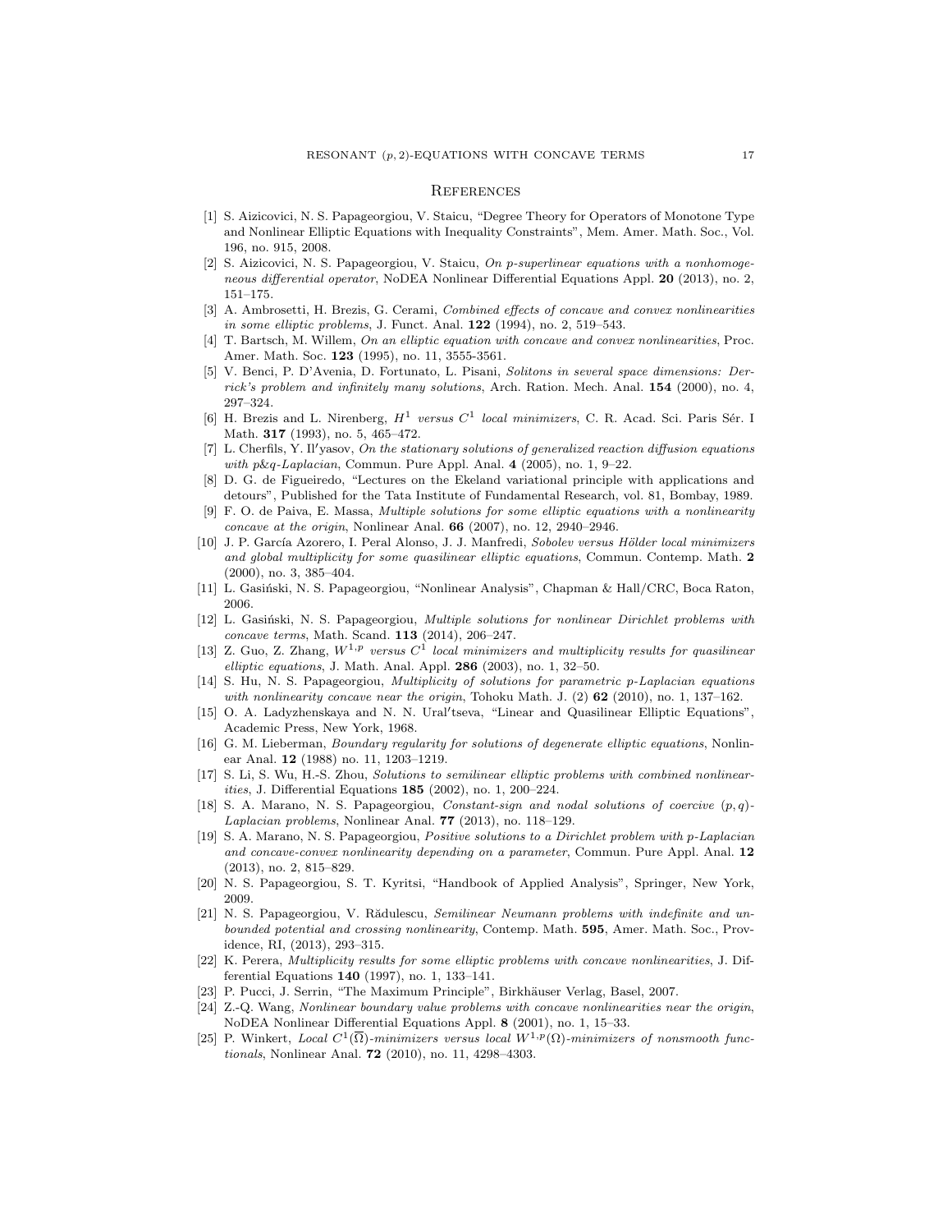## References

[1] S. Aizicovici, N. S. Papageorgiou, V. Staicu, "Degree Theory for Operators of Monotone Type and Nonlinear Elliptic Equations with Inequality Constraints", Mem. Amer. Math. Soc., Vol. 196, no. 915, 2008.

[2] S. Aizicovici, N. S. Papageorgiou, V. Staicu, *On p-superlinear equations with a nonhomogeneous differential operator*, NoDEA Nonlinear Differential Equations Appl. **20** (2013), no. 2, 151–175.

[3] A. Ambrosetti, H. Brezis, G. Cerami, *Combined effects of concave and convex nonlinearities in some elliptic problems*, J. Funct. Anal. **122** (1994), no. 2, 519–543.

[4] T. Bartsch, M. Willem, *On an elliptic equation with concave and convex nonlinearities*, Proc. Amer. Math. Soc. **123** (1995), no. 11, 3555-3561.

[5] V. Benci, P. D'Avenia, D. Fortunato, L. Pisani, *Solitons in several space dimensions: Derrick's problem and infinitely many solutions*, Arch. Ration. Mech. Anal. **154** (2000), no. 4, 297–324.

[6] H. Brezis and L. Nirenberg, *$H^1$ versus $C^1$ local minimizers*, C. R. Acad. Sci. Paris Sér. I Math. **317** (1993), no. 5, 465–472.

[7] L. Cherfils, Y. Il′yasov, *On the stationary solutions of generalized reaction diffusion equations with p&q-Laplacian*, Commun. Pure Appl. Anal. **4** (2005), no. 1, 9–22.

[8] D. G. de Figueiredo, "Lectures on the Ekeland variational principle with applications and detours", Published for the Tata Institute of Fundamental Research, vol. 81, Bombay, 1989.

[9] F. O. de Paiva, E. Massa, *Multiple solutions for some elliptic equations with a nonlinearity concave at the origin*, Nonlinear Anal. **66** (2007), no. 12, 2940–2946.

[10] J. P. García Azorero, I. Peral Alonso, J. J. Manfredi, *Sobolev versus Hölder local minimizers and global multiplicity for some quasilinear elliptic equations*, Commun. Contemp. Math. **2** (2000), no. 3, 385–404.

[11] L. Gasiński, N. S. Papageorgiou, "Nonlinear Analysis", Chapman & Hall/CRC, Boca Raton, 2006.

[12] L. Gasiński, N. S. Papageorgiou, *Multiple solutions for nonlinear Dirichlet problems with concave terms*, Math. Scand. **113** (2014), 206–247.

[13] Z. Guo, Z. Zhang, *$W^{1,p}$ versus $C^1$ local minimizers and multiplicity results for quasilinear elliptic equations*, J. Math. Anal. Appl. **286** (2003), no. 1, 32–50.

[14] S. Hu, N. S. Papageorgiou, *Multiplicity of solutions for parametric p-Laplacian equations with nonlinearity concave near the origin*, Tohoku Math. J. (2) **62** (2010), no. 1, 137–162.

[15] O. A. Ladyzhenskaya and N. N. Ural′tseva, "Linear and Quasilinear Elliptic Equations", Academic Press, New York, 1968.

[16] G. M. Lieberman, *Boundary regularity for solutions of degenerate elliptic equations*, Nonlinear Anal. **12** (1988) no. 11, 1203–1219.

[17] S. Li, S. Wu, H.-S. Zhou, *Solutions to semilinear elliptic problems with combined nonlinearities*, J. Differential Equations **185** (2002), no. 1, 200–224.

[18] S. A. Marano, N. S. Papageorgiou, *Constant-sign and nodal solutions of coercive $(p, q)$-Laplacian problems*, Nonlinear Anal. **77** (2013), no. 118–129.

[19] S. A. Marano, N. S. Papageorgiou, *Positive solutions to a Dirichlet problem with p-Laplacian and concave-convex nonlinearity depending on a parameter*, Commun. Pure Appl. Anal. **12** (2013), no. 2, 815–829.

[20] N. S. Papageorgiou, S. T. Kyritsi, "Handbook of Applied Analysis", Springer, New York, 2009.

[21] N. S. Papageorgiou, V. Rădulescu, *Semilinear Neumann problems with indefinite and unbounded potential and crossing nonlinearity*, Contemp. Math. **595**, Amer. Math. Soc., Providence, RI, (2013), 293–315.

[22] K. Perera, *Multiplicity results for some elliptic problems with concave nonlinearities*, J. Differential Equations **140** (1997), no. 1, 133–141.

[23] P. Pucci, J. Serrin, "The Maximum Principle", Birkhäuser Verlag, Basel, 2007.

[24] Z.-Q. Wang, *Nonlinear boundary value problems with concave nonlinearities near the origin*, NoDEA Nonlinear Differential Equations Appl. **8** (2001), no. 1, 15–33.

[25] P. Winkert, *Local $C^1(\overline{\Omega})$-minimizers versus local $W^{1,p}(\Omega)$-minimizers of nonsmooth functionals*, Nonlinear Anal. **72** (2010), no. 11, 4298–4303.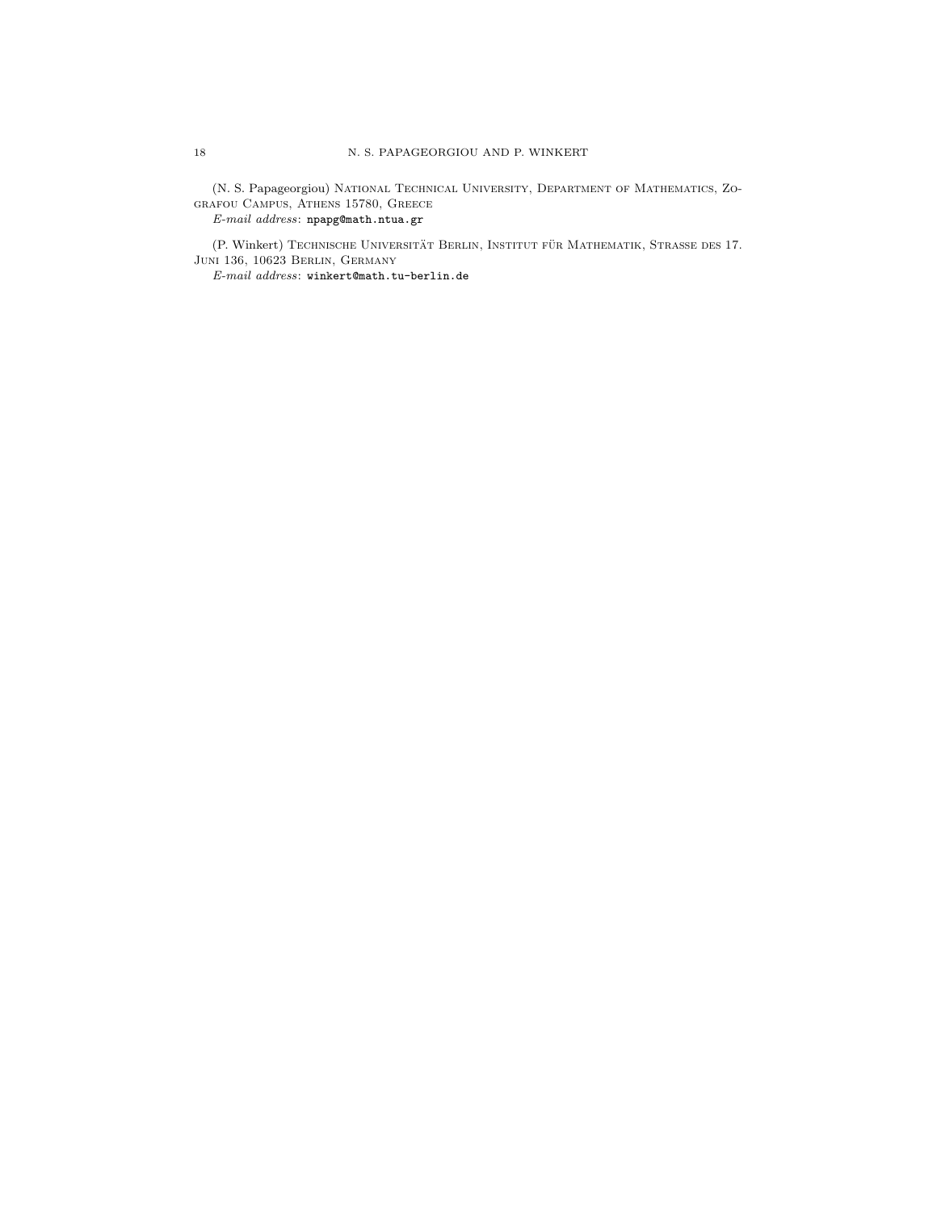(N. S. Papageorgiou) National Technical University, Department of Mathematics, Zografou Campus, Athens 15780, Greece

*E-mail address*: `npapg@math.ntua.gr`

(P. Winkert) Technische Universität Berlin, Institut für Mathematik, Strasse des 17. Juni 136, 10623 Berlin, Germany

*E-mail address*: `winkert@math.tu-berlin.de`